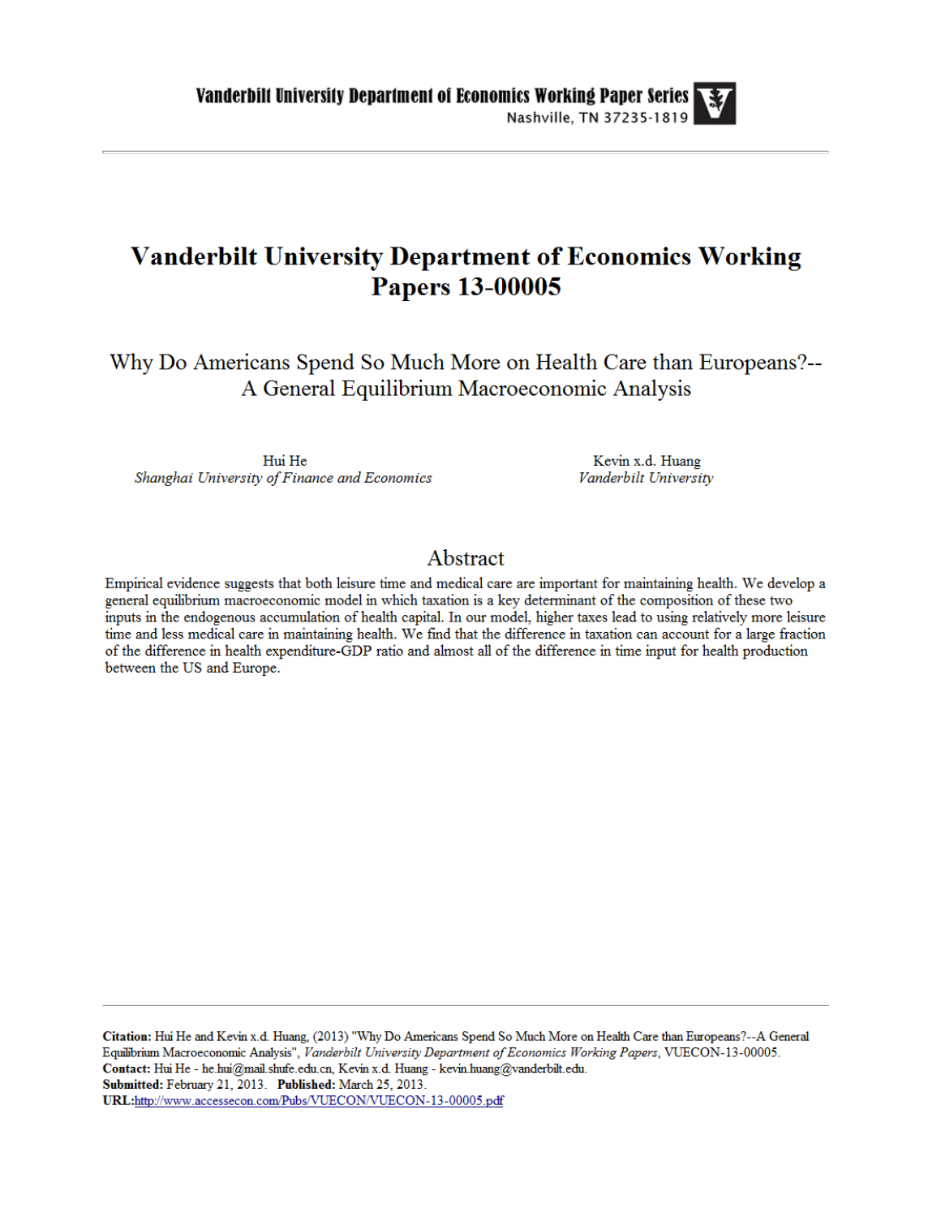**Vanderbilt University Department of Economics Working Paper Series**
Nashville, TN 37235-1819

# Vanderbilt University Department of Economics Working Papers 13-00005

## Why Do Americans Spend So Much More on Health Care than Europeans?--A General Equilibrium Macroeconomic Analysis

Hui He
*Shanghai University of Finance and Economics*

Kevin x.d. Huang
*Vanderbilt University*

## Abstract

Empirical evidence suggests that both leisure time and medical care are important for maintaining health. We develop a general equilibrium macroeconomic model in which taxation is a key determinant of the composition of these two inputs in the endogenous accumulation of health capital. In our model, higher taxes lead to using relatively more leisure time and less medical care in maintaining health. We find that the difference in taxation can account for a large fraction of the difference in health expenditure-GDP ratio and almost all of the difference in time input for health production between the US and Europe.

---

**Citation:** Hui He and Kevin x.d. Huang, (2013) "Why Do Americans Spend So Much More on Health Care than Europeans?--A General Equilibrium Macroeconomic Analysis", *Vanderbilt University Department of Economics Working Papers*, VUECON-13-00005.
**Contact:** Hui He - he.hui@mail.shufe.edu.cn, Kevin x.d. Huang - kevin.huang@vanderbilt.edu.
**Submitted:** February 21, 2013. **Published:** March 25, 2013.
**URL:**http://www.accessecon.com/Pubs/VUECON/VUECON-13-00005.pdf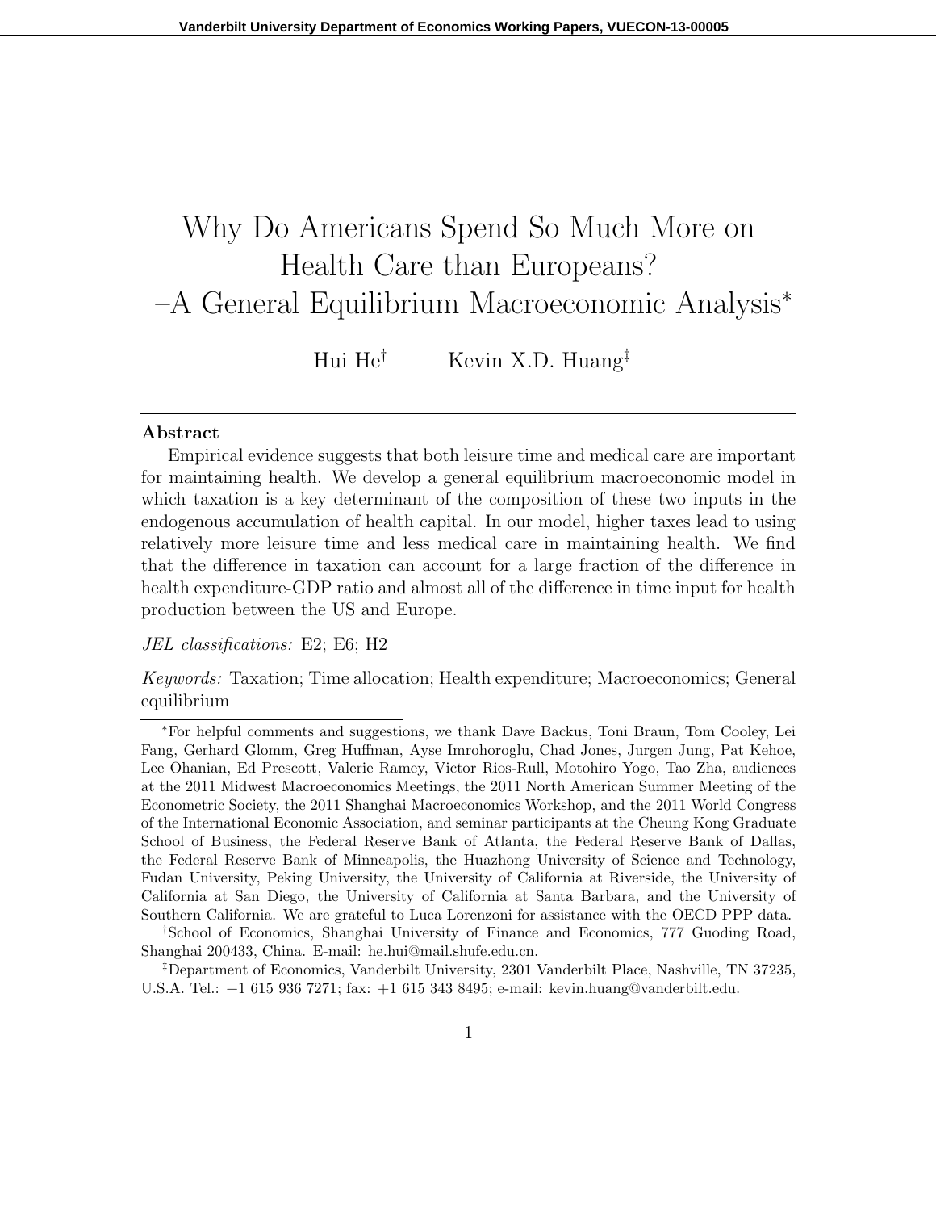# Why Do Americans Spend So Much More on Health Care than Europeans? –A General Equilibrium Macroeconomic Analysis*

Hui He[†] Kevin X.D. Huang[‡]

---

**Abstract**

Empirical evidence suggests that both leisure time and medical care are important for maintaining health. We develop a general equilibrium macroeconomic model in which taxation is a key determinant of the composition of these two inputs in the endogenous accumulation of health capital. In our model, higher taxes lead to using relatively more leisure time and less medical care in maintaining health. We find that the difference in taxation can account for a large fraction of the difference in health expenditure-GDP ratio and almost all of the difference in time input for health production between the US and Europe.

*JEL classifications:* E2; E6; H2

*Keywords:* Taxation; Time allocation; Health expenditure; Macroeconomics; General equilibrium

---

*For helpful comments and suggestions, we thank Dave Backus, Toni Braun, Tom Cooley, Lei Fang, Gerhard Glomm, Greg Huffman, Ayse Imrohoroglu, Chad Jones, Jurgen Jung, Pat Kehoe, Lee Ohanian, Ed Prescott, Valerie Ramey, Victor Rios-Rull, Motohiro Yogo, Tao Zha, audiences at the 2011 Midwest Macroeconomics Meetings, the 2011 North American Summer Meeting of the Econometric Society, the 2011 Shanghai Macroeconomics Workshop, and the 2011 World Congress of the International Economic Association, and seminar participants at the Cheung Kong Graduate School of Business, the Federal Reserve Bank of Atlanta, the Federal Reserve Bank of Dallas, the Federal Reserve Bank of Minneapolis, the Huazhong University of Science and Technology, Fudan University, Peking University, the University of California at Riverside, the University of California at San Diego, the University of California at Santa Barbara, and the University of Southern California. We are grateful to Luca Lorenzoni for assistance with the OECD PPP data.

†School of Economics, Shanghai University of Finance and Economics, 777 Guoding Road, Shanghai 200433, China. E-mail: he.hui@mail.shufe.edu.cn.

‡Department of Economics, Vanderbilt University, 2301 Vanderbilt Place, Nashville, TN 37235, U.S.A. Tel.: +1 615 936 7271; fax: +1 615 343 8495; e-mail: kevin.huang@vanderbilt.edu.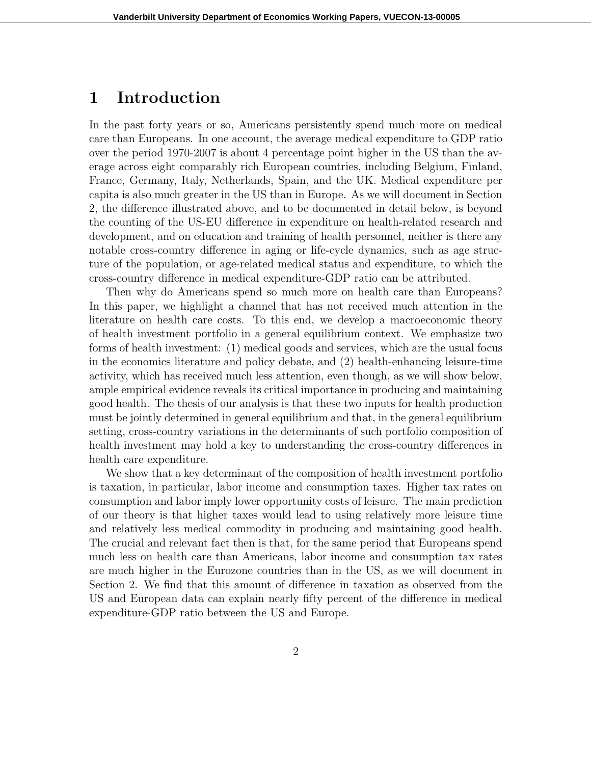# 1 Introduction

In the past forty years or so, Americans persistently spend much more on medical care than Europeans. In one account, the average medical expenditure to GDP ratio over the period 1970-2007 is about 4 percentage point higher in the US than the average across eight comparably rich European countries, including Belgium, Finland, France, Germany, Italy, Netherlands, Spain, and the UK. Medical expenditure per capita is also much greater in the US than in Europe. As we will document in Section 2, the difference illustrated above, and to be documented in detail below, is beyond the counting of the US-EU difference in expenditure on health-related research and development, and on education and training of health personnel, neither is there any notable cross-country difference in aging or life-cycle dynamics, such as age structure of the population, or age-related medical status and expenditure, to which the cross-country difference in medical expenditure-GDP ratio can be attributed.

Then why do Americans spend so much more on health care than Europeans? In this paper, we highlight a channel that has not received much attention in the literature on health care costs. To this end, we develop a macroeconomic theory of health investment portfolio in a general equilibrium context. We emphasize two forms of health investment: (1) medical goods and services, which are the usual focus in the economics literature and policy debate, and (2) health-enhancing leisure-time activity, which has received much less attention, even though, as we will show below, ample empirical evidence reveals its critical importance in producing and maintaining good health. The thesis of our analysis is that these two inputs for health production must be jointly determined in general equilibrium and that, in the general equilibrium setting, cross-country variations in the determinants of such portfolio composition of health investment may hold a key to understanding the cross-country differences in health care expenditure.

We show that a key determinant of the composition of health investment portfolio is taxation, in particular, labor income and consumption taxes. Higher tax rates on consumption and labor imply lower opportunity costs of leisure. The main prediction of our theory is that higher taxes would lead to using relatively more leisure time and relatively less medical commodity in producing and maintaining good health. The crucial and relevant fact then is that, for the same period that Europeans spend much less on health care than Americans, labor income and consumption tax rates are much higher in the Eurozone countries than in the US, as we will document in Section 2. We find that this amount of difference in taxation as observed from the US and European data can explain nearly fifty percent of the difference in medical expenditure-GDP ratio between the US and Europe.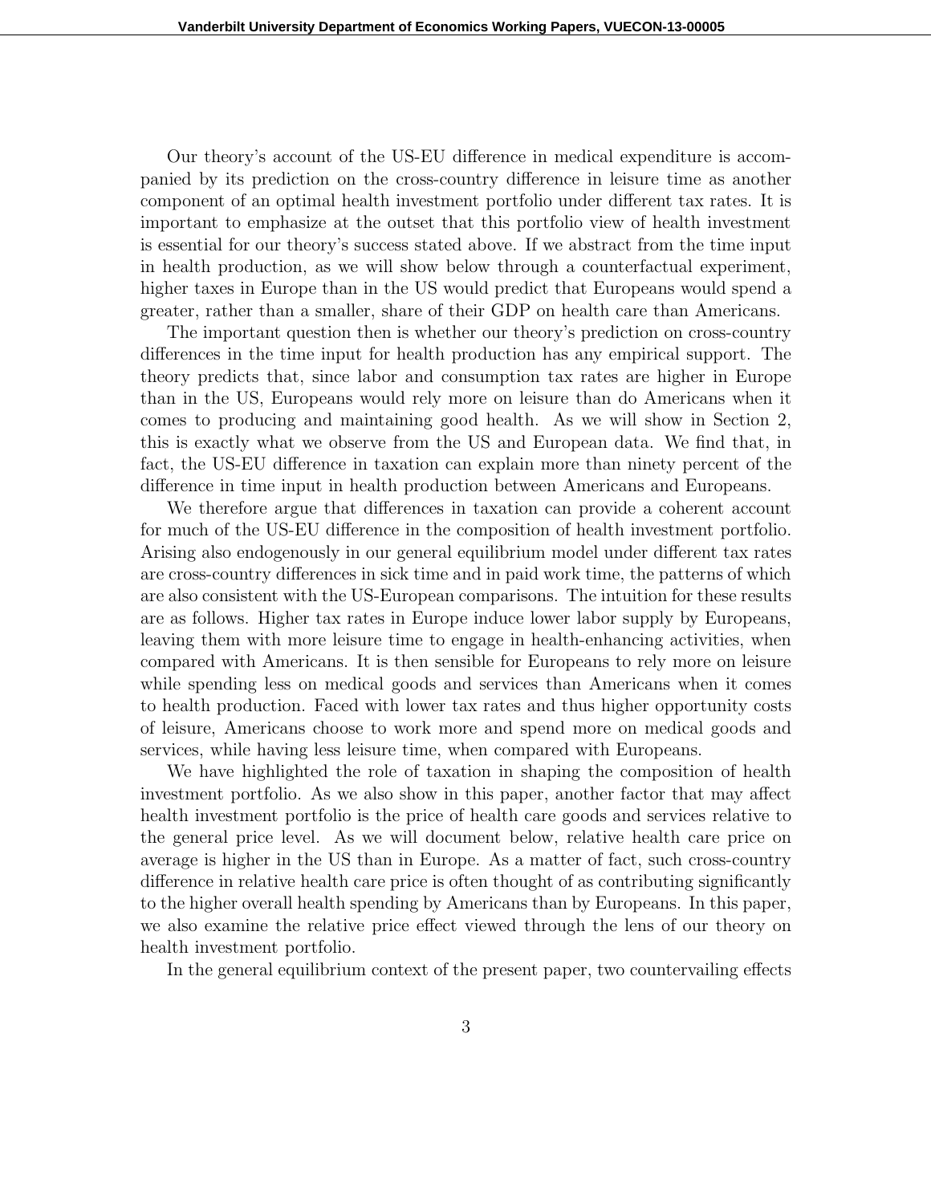Our theory's account of the US-EU difference in medical expenditure is accompanied by its prediction on the cross-country difference in leisure time as another component of an optimal health investment portfolio under different tax rates. It is important to emphasize at the outset that this portfolio view of health investment is essential for our theory's success stated above. If we abstract from the time input in health production, as we will show below through a counterfactual experiment, higher taxes in Europe than in the US would predict that Europeans would spend a greater, rather than a smaller, share of their GDP on health care than Americans.

The important question then is whether our theory's prediction on cross-country differences in the time input for health production has any empirical support. The theory predicts that, since labor and consumption tax rates are higher in Europe than in the US, Europeans would rely more on leisure than do Americans when it comes to producing and maintaining good health. As we will show in Section 2, this is exactly what we observe from the US and European data. We find that, in fact, the US-EU difference in taxation can explain more than ninety percent of the difference in time input in health production between Americans and Europeans.

We therefore argue that differences in taxation can provide a coherent account for much of the US-EU difference in the composition of health investment portfolio. Arising also endogenously in our general equilibrium model under different tax rates are cross-country differences in sick time and in paid work time, the patterns of which are also consistent with the US-European comparisons. The intuition for these results are as follows. Higher tax rates in Europe induce lower labor supply by Europeans, leaving them with more leisure time to engage in health-enhancing activities, when compared with Americans. It is then sensible for Europeans to rely more on leisure while spending less on medical goods and services than Americans when it comes to health production. Faced with lower tax rates and thus higher opportunity costs of leisure, Americans choose to work more and spend more on medical goods and services, while having less leisure time, when compared with Europeans.

We have highlighted the role of taxation in shaping the composition of health investment portfolio. As we also show in this paper, another factor that may affect health investment portfolio is the price of health care goods and services relative to the general price level. As we will document below, relative health care price on average is higher in the US than in Europe. As a matter of fact, such cross-country difference in relative health care price is often thought of as contributing significantly to the higher overall health spending by Americans than by Europeans. In this paper, we also examine the relative price effect viewed through the lens of our theory on health investment portfolio.

In the general equilibrium context of the present paper, two countervailing effects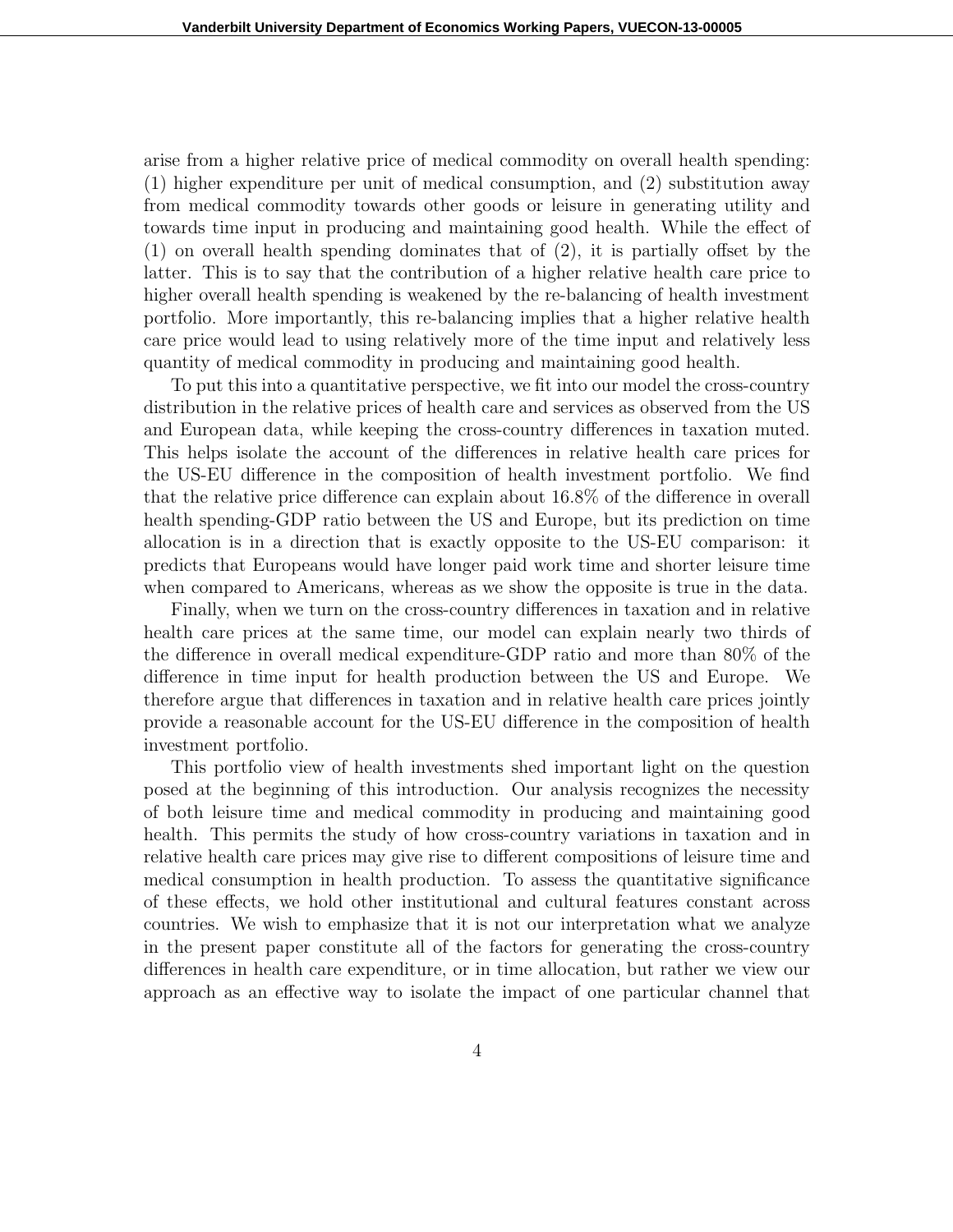arise from a higher relative price of medical commodity on overall health spending: (1) higher expenditure per unit of medical consumption, and (2) substitution away from medical commodity towards other goods or leisure in generating utility and towards time input in producing and maintaining good health. While the effect of (1) on overall health spending dominates that of (2), it is partially offset by the latter. This is to say that the contribution of a higher relative health care price to higher overall health spending is weakened by the re-balancing of health investment portfolio. More importantly, this re-balancing implies that a higher relative health care price would lead to using relatively more of the time input and relatively less quantity of medical commodity in producing and maintaining good health.

To put this into a quantitative perspective, we fit into our model the cross-country distribution in the relative prices of health care and services as observed from the US and European data, while keeping the cross-country differences in taxation muted. This helps isolate the account of the differences in relative health care prices for the US-EU difference in the composition of health investment portfolio. We find that the relative price difference can explain about 16.8% of the difference in overall health spending-GDP ratio between the US and Europe, but its prediction on time allocation is in a direction that is exactly opposite to the US-EU comparison: it predicts that Europeans would have longer paid work time and shorter leisure time when compared to Americans, whereas as we show the opposite is true in the data.

Finally, when we turn on the cross-country differences in taxation and in relative health care prices at the same time, our model can explain nearly two thirds of the difference in overall medical expenditure-GDP ratio and more than 80% of the difference in time input for health production between the US and Europe. We therefore argue that differences in taxation and in relative health care prices jointly provide a reasonable account for the US-EU difference in the composition of health investment portfolio.

This portfolio view of health investments shed important light on the question posed at the beginning of this introduction. Our analysis recognizes the necessity of both leisure time and medical commodity in producing and maintaining good health. This permits the study of how cross-country variations in taxation and in relative health care prices may give rise to different compositions of leisure time and medical consumption in health production. To assess the quantitative significance of these effects, we hold other institutional and cultural features constant across countries. We wish to emphasize that it is not our interpretation what we analyze in the present paper constitute all of the factors for generating the cross-country differences in health care expenditure, or in time allocation, but rather we view our approach as an effective way to isolate the impact of one particular channel that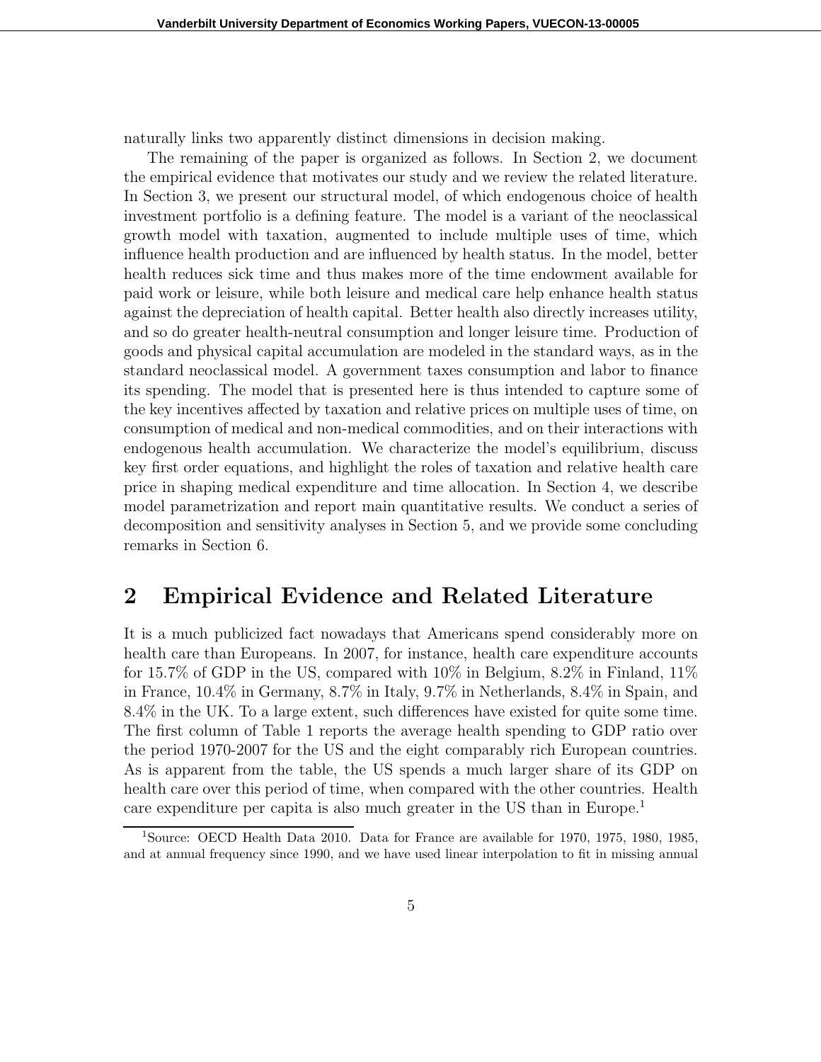naturally links two apparently distinct dimensions in decision making.

The remaining of the paper is organized as follows. In Section 2, we document the empirical evidence that motivates our study and we review the related literature. In Section 3, we present our structural model, of which endogenous choice of health investment portfolio is a defining feature. The model is a variant of the neoclassical growth model with taxation, augmented to include multiple uses of time, which influence health production and are influenced by health status. In the model, better health reduces sick time and thus makes more of the time endowment available for paid work or leisure, while both leisure and medical care help enhance health status against the depreciation of health capital. Better health also directly increases utility, and so do greater health-neutral consumption and longer leisure time. Production of goods and physical capital accumulation are modeled in the standard ways, as in the standard neoclassical model. A government taxes consumption and labor to finance its spending. The model that is presented here is thus intended to capture some of the key incentives affected by taxation and relative prices on multiple uses of time, on consumption of medical and non-medical commodities, and on their interactions with endogenous health accumulation. We characterize the model's equilibrium, discuss key first order equations, and highlight the roles of taxation and relative health care price in shaping medical expenditure and time allocation. In Section 4, we describe model parametrization and report main quantitative results. We conduct a series of decomposition and sensitivity analyses in Section 5, and we provide some concluding remarks in Section 6.

## 2 Empirical Evidence and Related Literature

It is a much publicized fact nowadays that Americans spend considerably more on health care than Europeans. In 2007, for instance, health care expenditure accounts for 15.7% of GDP in the US, compared with 10% in Belgium, 8.2% in Finland, 11% in France, 10.4% in Germany, 8.7% in Italy, 9.7% in Netherlands, 8.4% in Spain, and 8.4% in the UK. To a large extent, such differences have existed for quite some time. The first column of Table 1 reports the average health spending to GDP ratio over the period 1970-2007 for the US and the eight comparably rich European countries. As is apparent from the table, the US spends a much larger share of its GDP on health care over this period of time, when compared with the other countries. Health care expenditure per capita is also much greater in the US than in Europe.[1]

[1]Source: OECD Health Data 2010. Data for France are available for 1970, 1975, 1980, 1985, and at annual frequency since 1990, and we have used linear interpolation to fit in missing annual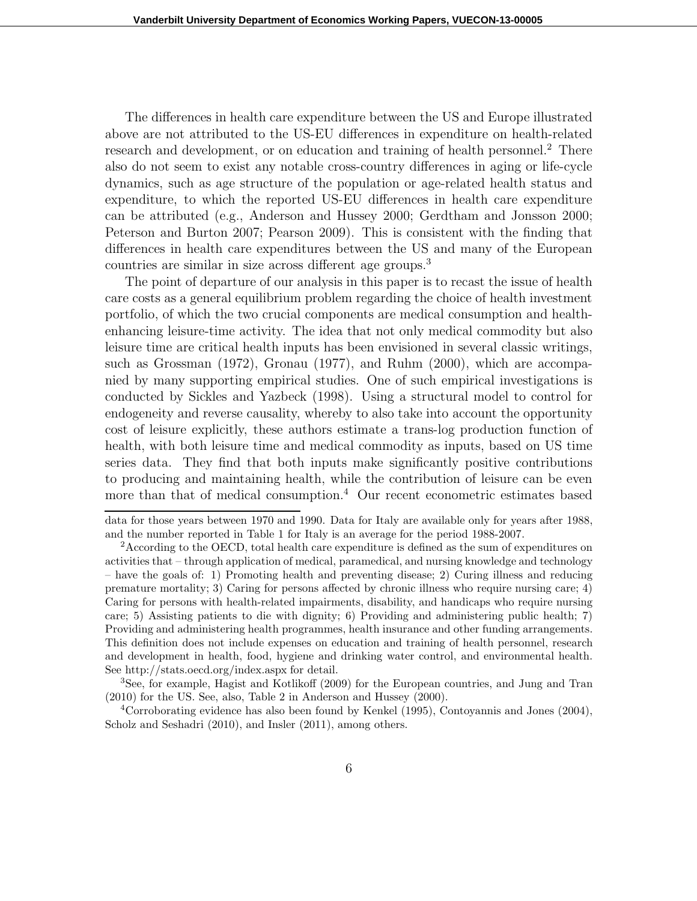The differences in health care expenditure between the US and Europe illustrated above are not attributed to the US-EU differences in expenditure on health-related research and development, or on education and training of health personnel.[2] There also do not seem to exist any notable cross-country differences in aging or life-cycle dynamics, such as age structure of the population or age-related health status and expenditure, to which the reported US-EU differences in health care expenditure can be attributed (e.g., Anderson and Hussey 2000; Gerdtham and Jonsson 2000; Peterson and Burton 2007; Pearson 2009). This is consistent with the finding that differences in health care expenditures between the US and many of the European countries are similar in size across different age groups.[3]

The point of departure of our analysis in this paper is to recast the issue of health care costs as a general equilibrium problem regarding the choice of health investment portfolio, of which the two crucial components are medical consumption and health-enhancing leisure-time activity. The idea that not only medical commodity but also leisure time are critical health inputs has been envisioned in several classic writings, such as Grossman (1972), Gronau (1977), and Ruhm (2000), which are accompanied by many supporting empirical studies. One of such empirical investigations is conducted by Sickles and Yazbeck (1998). Using a structural model to control for endogeneity and reverse causality, whereby to also take into account the opportunity cost of leisure explicitly, these authors estimate a trans-log production function of health, with both leisure time and medical commodity as inputs, based on US time series data. They find that both inputs make significantly positive contributions to producing and maintaining health, while the contribution of leisure can be even more than that of medical consumption.[4] Our recent econometric estimates based

---

data for those years between 1970 and 1990. Data for Italy are available only for years after 1988, and the number reported in Table 1 for Italy is an average for the period 1988-2007.

[2] According to the OECD, total health care expenditure is defined as the sum of expenditures on activities that – through application of medical, paramedical, and nursing knowledge and technology – have the goals of: 1) Promoting health and preventing disease; 2) Curing illness and reducing premature mortality; 3) Caring for persons affected by chronic illness who require nursing care; 4) Caring for persons with health-related impairments, disability, and handicaps who require nursing care; 5) Assisting patients to die with dignity; 6) Providing and administering public health; 7) Providing and administering health programmes, health insurance and other funding arrangements. This definition does not include expenses on education and training of health personnel, research and development in health, food, hygiene and drinking water control, and environmental health. See http://stats.oecd.org/index.aspx for detail.

[3] See, for example, Hagist and Kotlikoff (2009) for the European countries, and Jung and Tran (2010) for the US. See, also, Table 2 in Anderson and Hussey (2000).

[4] Corroborating evidence has also been found by Kenkel (1995), Contoyannis and Jones (2004), Scholz and Seshadri (2010), and Insler (2011), among others.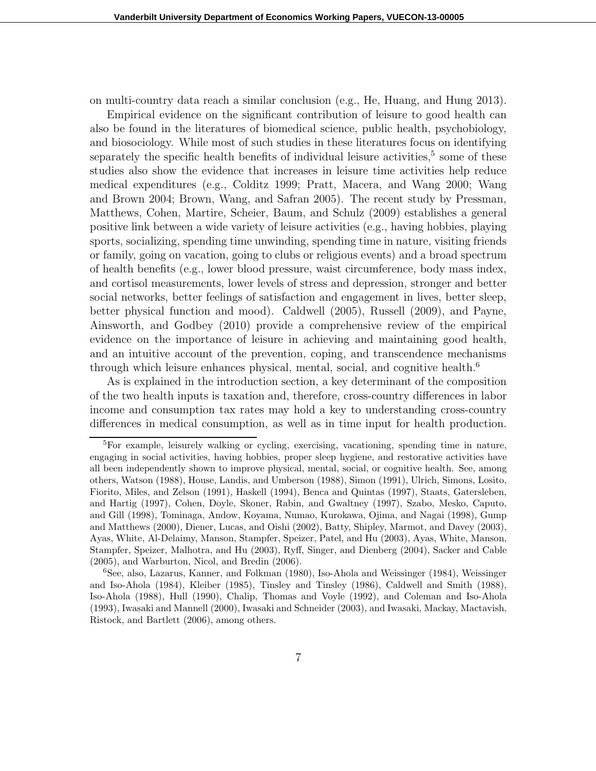on multi-country data reach a similar conclusion (e.g., He, Huang, and Hung 2013).

Empirical evidence on the significant contribution of leisure to good health can also be found in the literatures of biomedical science, public health, psychobiology, and biosociology. While most of such studies in these literatures focus on identifying separately the specific health benefits of individual leisure activities,[5] some of these studies also show the evidence that increases in leisure time activities help reduce medical expenditures (e.g., Colditz 1999; Pratt, Macera, and Wang 2000; Wang and Brown 2004; Brown, Wang, and Safran 2005). The recent study by Pressman, Matthews, Cohen, Martire, Scheier, Baum, and Schulz (2009) establishes a general positive link between a wide variety of leisure activities (e.g., having hobbies, playing sports, socializing, spending time unwinding, spending time in nature, visiting friends or family, going on vacation, going to clubs or religious events) and a broad spectrum of health benefits (e.g., lower blood pressure, waist circumference, body mass index, and cortisol measurements, lower levels of stress and depression, stronger and better social networks, better feelings of satisfaction and engagement in lives, better sleep, better physical function and mood). Caldwell (2005), Russell (2009), and Payne, Ainsworth, and Godbey (2010) provide a comprehensive review of the empirical evidence on the importance of leisure in achieving and maintaining good health, and an intuitive account of the prevention, coping, and transcendence mechanisms through which leisure enhances physical, mental, social, and cognitive health.[6]

As is explained in the introduction section, a key determinant of the composition of the two health inputs is taxation and, therefore, cross-country differences in labor income and consumption tax rates may hold a key to understanding cross-country differences in medical consumption, as well as in time input for health production.

[5] For example, leisurely walking or cycling, exercising, vacationing, spending time in nature, engaging in social activities, having hobbies, proper sleep hygiene, and restorative activities have all been independently shown to improve physical, mental, social, or cognitive health. See, among others, Watson (1988), House, Landis, and Umberson (1988), Simon (1991), Ulrich, Simons, Losito, Fiorito, Miles, and Zelson (1991), Haskell (1994), Benca and Quintas (1997), Staats, Gatersleben, and Hartig (1997), Cohen, Doyle, Skoner, Rabin, and Gwaltney (1997), Szabo, Mesko, Caputo, and Gill (1998), Tominaga, Andow, Koyama, Numao, Kurokawa, Ojima, and Nagai (1998), Gump and Matthews (2000), Diener, Lucas, and Oishi (2002), Batty, Shipley, Marmot, and Davey (2003), Ayas, White, Al-Delaimy, Manson, Stampfer, Speizer, Patel, and Hu (2003), Ayas, White, Manson, Stampfer, Speizer, Malhotra, and Hu (2003), Ryff, Singer, and Dienberg (2004), Sacker and Cable (2005), and Warburton, Nicol, and Bredin (2006).

[6] See, also, Lazarus, Kanner, and Folkman (1980), Iso-Ahola and Weissinger (1984), Weissinger and Iso-Ahola (1984), Kleiber (1985), Tinsley and Tinsley (1986), Caldwell and Smith (1988), Iso-Ahola (1988), Hull (1990), Chalip, Thomas and Voyle (1992), and Coleman and Iso-Ahola (1993), Iwasaki and Mannell (2000), Iwasaki and Schneider (2003), and Iwasaki, Mackay, Mactavish, Ristock, and Bartlett (2006), among others.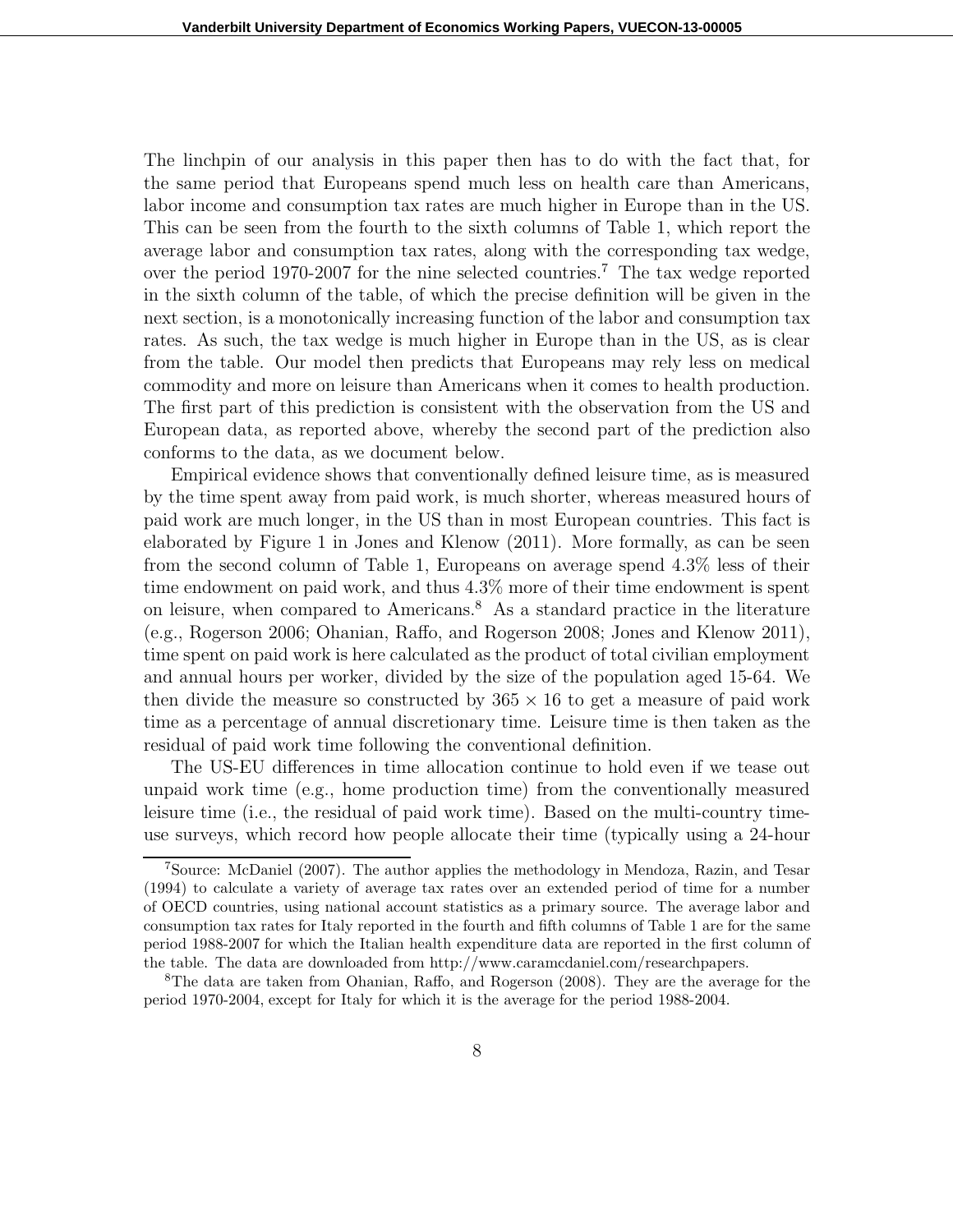The linchpin of our analysis in this paper then has to do with the fact that, for the same period that Europeans spend much less on health care than Americans, labor income and consumption tax rates are much higher in Europe than in the US. This can be seen from the fourth to the sixth columns of Table 1, which report the average labor and consumption tax rates, along with the corresponding tax wedge, over the period 1970-2007 for the nine selected countries.[7] The tax wedge reported in the sixth column of the table, of which the precise definition will be given in the next section, is a monotonically increasing function of the labor and consumption tax rates. As such, the tax wedge is much higher in Europe than in the US, as is clear from the table. Our model then predicts that Europeans may rely less on medical commodity and more on leisure than Americans when it comes to health production. The first part of this prediction is consistent with the observation from the US and European data, as reported above, whereby the second part of the prediction also conforms to the data, as we document below.

Empirical evidence shows that conventionally defined leisure time, as is measured by the time spent away from paid work, is much shorter, whereas measured hours of paid work are much longer, in the US than in most European countries. This fact is elaborated by Figure 1 in Jones and Klenow (2011). More formally, as can be seen from the second column of Table 1, Europeans on average spend 4.3% less of their time endowment on paid work, and thus 4.3% more of their time endowment is spent on leisure, when compared to Americans.[8] As a standard practice in the literature (e.g., Rogerson 2006; Ohanian, Raffo, and Rogerson 2008; Jones and Klenow 2011), time spent on paid work is here calculated as the product of total civilian employment and annual hours per worker, divided by the size of the population aged 15-64. We then divide the measure so constructed by $365 \times 16$ to get a measure of paid work time as a percentage of annual discretionary time. Leisure time is then taken as the residual of paid work time following the conventional definition.

The US-EU differences in time allocation continue to hold even if we tease out unpaid work time (e.g., home production time) from the conventionally measured leisure time (i.e., the residual of paid work time). Based on the multi-country time-use surveys, which record how people allocate their time (typically using a 24-hour

[7] Source: McDaniel (2007). The author applies the methodology in Mendoza, Razin, and Tesar (1994) to calculate a variety of average tax rates over an extended period of time for a number of OECD countries, using national account statistics as a primary source. The average labor and consumption tax rates for Italy reported in the fourth and fifth columns of Table 1 are for the same period 1988-2007 for which the Italian health expenditure data are reported in the first column of the table. The data are downloaded from http://www.caramcdaniel.com/researchpapers.

[8] The data are taken from Ohanian, Raffo, and Rogerson (2008). They are the average for the period 1970-2004, except for Italy for which it is the average for the period 1988-2004.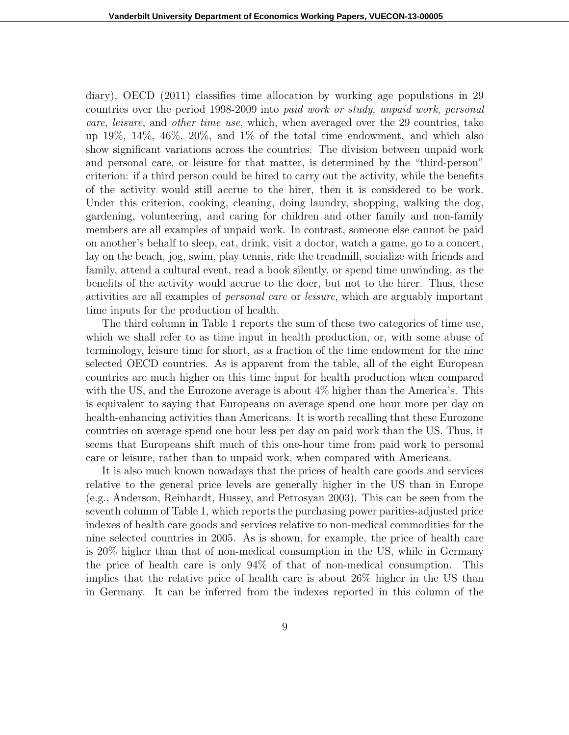diary), OECD (2011) classifies time allocation by working age populations in 29 countries over the period 1998-2009 into *paid work or study*, *unpaid work*, *personal care*, *leisure*, and *other time use*, which, when averaged over the 29 countries, take up 19%, 14%, 46%, 20%, and 1% of the total time endowment, and which also show significant variations across the countries. The division between unpaid work and personal care, or leisure for that matter, is determined by the "third-person" criterion: if a third person could be hired to carry out the activity, while the benefits of the activity would still accrue to the hirer, then it is considered to be work. Under this criterion, cooking, cleaning, doing laundry, shopping, walking the dog, gardening, volunteering, and caring for children and other family and non-family members are all examples of unpaid work. In contrast, someone else cannot be paid on another's behalf to sleep, eat, drink, visit a doctor, watch a game, go to a concert, lay on the beach, jog, swim, play tennis, ride the treadmill, socialize with friends and family, attend a cultural event, read a book silently, or spend time unwinding, as the benefits of the activity would accrue to the doer, but not to the hirer. Thus, these activities are all examples of *personal care* or *leisure*, which are arguably important time inputs for the production of health.

The third column in Table 1 reports the sum of these two categories of time use, which we shall refer to as time input in health production, or, with some abuse of terminology, leisure time for short, as a fraction of the time endowment for the nine selected OECD countries. As is apparent from the table, all of the eight European countries are much higher on this time input for health production when compared with the US, and the Eurozone average is about 4% higher than the America's. This is equivalent to saying that Europeans on average spend one hour more per day on health-enhancing activities than Americans. It is worth recalling that these Eurozone countries on average spend one hour less per day on paid work than the US. Thus, it seems that Europeans shift much of this one-hour time from paid work to personal care or leisure, rather than to unpaid work, when compared with Americans.

It is also much known nowadays that the prices of health care goods and services relative to the general price levels are generally higher in the US than in Europe (e.g., Anderson, Reinhardt, Hussey, and Petrosyan 2003). This can be seen from the seventh column of Table 1, which reports the purchasing power parities-adjusted price indexes of health care goods and services relative to non-medical commodities for the nine selected countries in 2005. As is shown, for example, the price of health care is 20% higher than that of non-medical consumption in the US, while in Germany the price of health care is only 94% of that of non-medical consumption. This implies that the relative price of health care is about 26% higher in the US than in Germany. It can be inferred from the indexes reported in this column of the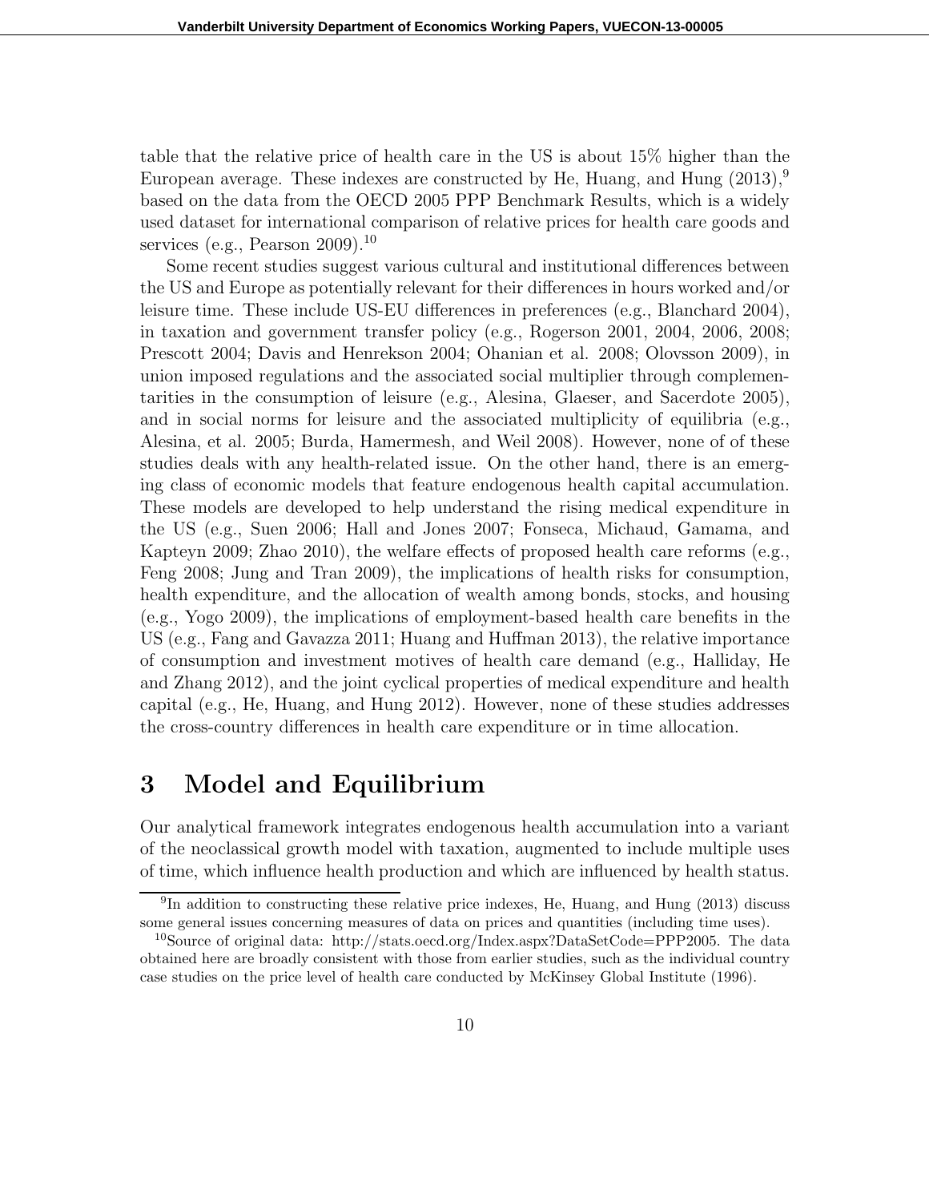table that the relative price of health care in the US is about 15% higher than the European average. These indexes are constructed by He, Huang, and Hung (2013),[9] based on the data from the OECD 2005 PPP Benchmark Results, which is a widely used dataset for international comparison of relative prices for health care goods and services (e.g., Pearson 2009).[10]

Some recent studies suggest various cultural and institutional differences between the US and Europe as potentially relevant for their differences in hours worked and/or leisure time. These include US-EU differences in preferences (e.g., Blanchard 2004), in taxation and government transfer policy (e.g., Rogerson 2001, 2004, 2006, 2008; Prescott 2004; Davis and Henrekson 2004; Ohanian et al. 2008; Olovsson 2009), in union imposed regulations and the associated social multiplier through complementarities in the consumption of leisure (e.g., Alesina, Glaeser, and Sacerdote 2005), and in social norms for leisure and the associated multiplicity of equilibria (e.g., Alesina, et al. 2005; Burda, Hamermesh, and Weil 2008). However, none of of these studies deals with any health-related issue. On the other hand, there is an emerging class of economic models that feature endogenous health capital accumulation. These models are developed to help understand the rising medical expenditure in the US (e.g., Suen 2006; Hall and Jones 2007; Fonseca, Michaud, Gamama, and Kapteyn 2009; Zhao 2010), the welfare effects of proposed health care reforms (e.g., Feng 2008; Jung and Tran 2009), the implications of health risks for consumption, health expenditure, and the allocation of wealth among bonds, stocks, and housing (e.g., Yogo 2009), the implications of employment-based health care benefits in the US (e.g., Fang and Gavazza 2011; Huang and Huffman 2013), the relative importance of consumption and investment motives of health care demand (e.g., Halliday, He and Zhang 2012), and the joint cyclical properties of medical expenditure and health capital (e.g., He, Huang, and Hung 2012). However, none of these studies addresses the cross-country differences in health care expenditure or in time allocation.

# 3 Model and Equilibrium

Our analytical framework integrates endogenous health accumulation into a variant of the neoclassical growth model with taxation, augmented to include multiple uses of time, which influence health production and which are influenced by health status.

[9] In addition to constructing these relative price indexes, He, Huang, and Hung (2013) discuss some general issues concerning measures of data on prices and quantities (including time uses).

[10] Source of original data: http://stats.oecd.org/Index.aspx?DataSetCode=PPP2005. The data obtained here are broadly consistent with those from earlier studies, such as the individual country case studies on the price level of health care conducted by McKinsey Global Institute (1996).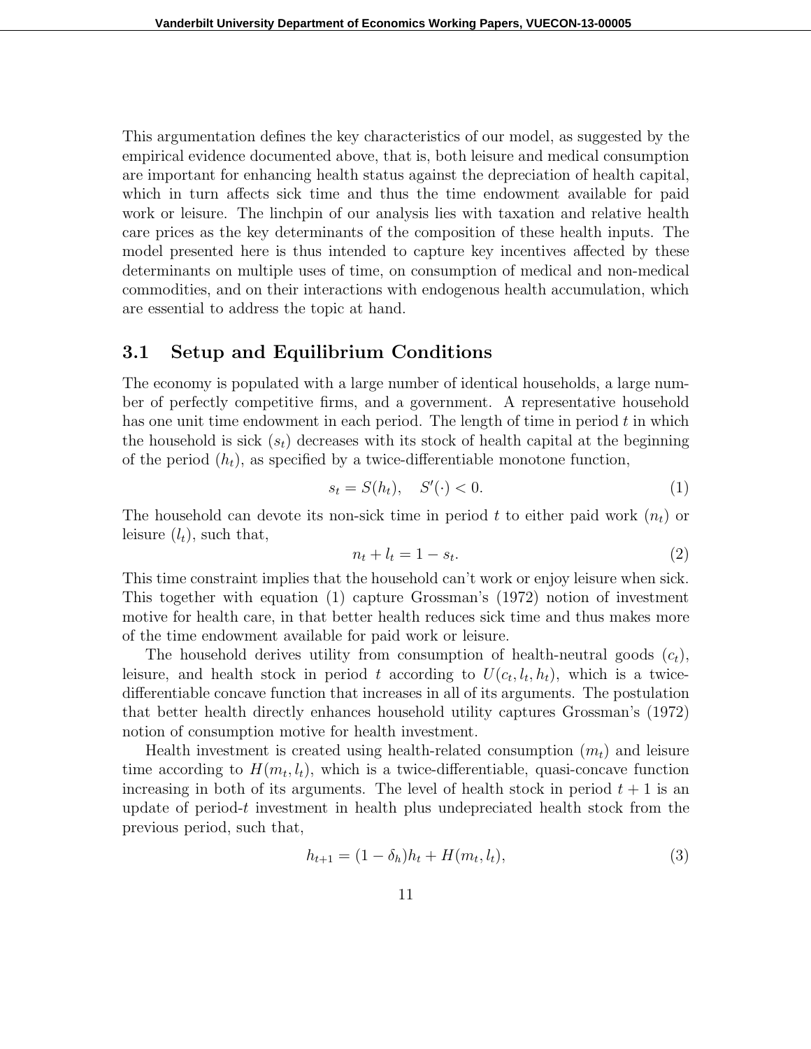This argumentation defines the key characteristics of our model, as suggested by the empirical evidence documented above, that is, both leisure and medical consumption are important for enhancing health status against the depreciation of health capital, which in turn affects sick time and thus the time endowment available for paid work or leisure. The linchpin of our analysis lies with taxation and relative health care prices as the key determinants of the composition of these health inputs. The model presented here is thus intended to capture key incentives affected by these determinants on multiple uses of time, on consumption of medical and non-medical commodities, and on their interactions with endogenous health accumulation, which are essential to address the topic at hand.

## 3.1 Setup and Equilibrium Conditions

The economy is populated with a large number of identical households, a large number of perfectly competitive firms, and a government. A representative household has one unit time endowment in each period. The length of time in period $t$ in which the household is sick ($s_t$) decreases with its stock of health capital at the beginning of the period ($h_t$), as specified by a twice-differentiable monotone function,

$$s_t = S(h_t), \quad S'(\cdot) < 0. \tag{1}$$

The household can devote its non-sick time in period $t$ to either paid work ($n_t$) or leisure ($l_t$), such that,

$$n_t + l_t = 1 - s_t. \tag{2}$$

This time constraint implies that the household can't work or enjoy leisure when sick. This together with equation (1) capture Grossman's (1972) notion of investment motive for health care, in that better health reduces sick time and thus makes more of the time endowment available for paid work or leisure.

The household derives utility from consumption of health-neutral goods ($c_t$), leisure, and health stock in period $t$ according to $U(c_t, l_t, h_t)$, which is a twice-differentiable concave function that increases in all of its arguments. The postulation that better health directly enhances household utility captures Grossman's (1972) notion of consumption motive for health investment.

Health investment is created using health-related consumption ($m_t$) and leisure time according to $H(m_t, l_t)$, which is a twice-differentiable, quasi-concave function increasing in both of its arguments. The level of health stock in period $t + 1$ is an update of period-$t$ investment in health plus undepreciated health stock from the previous period, such that,

$$h_{t+1} = (1 - \delta_h)h_t + H(m_t, l_t), \tag{3}$$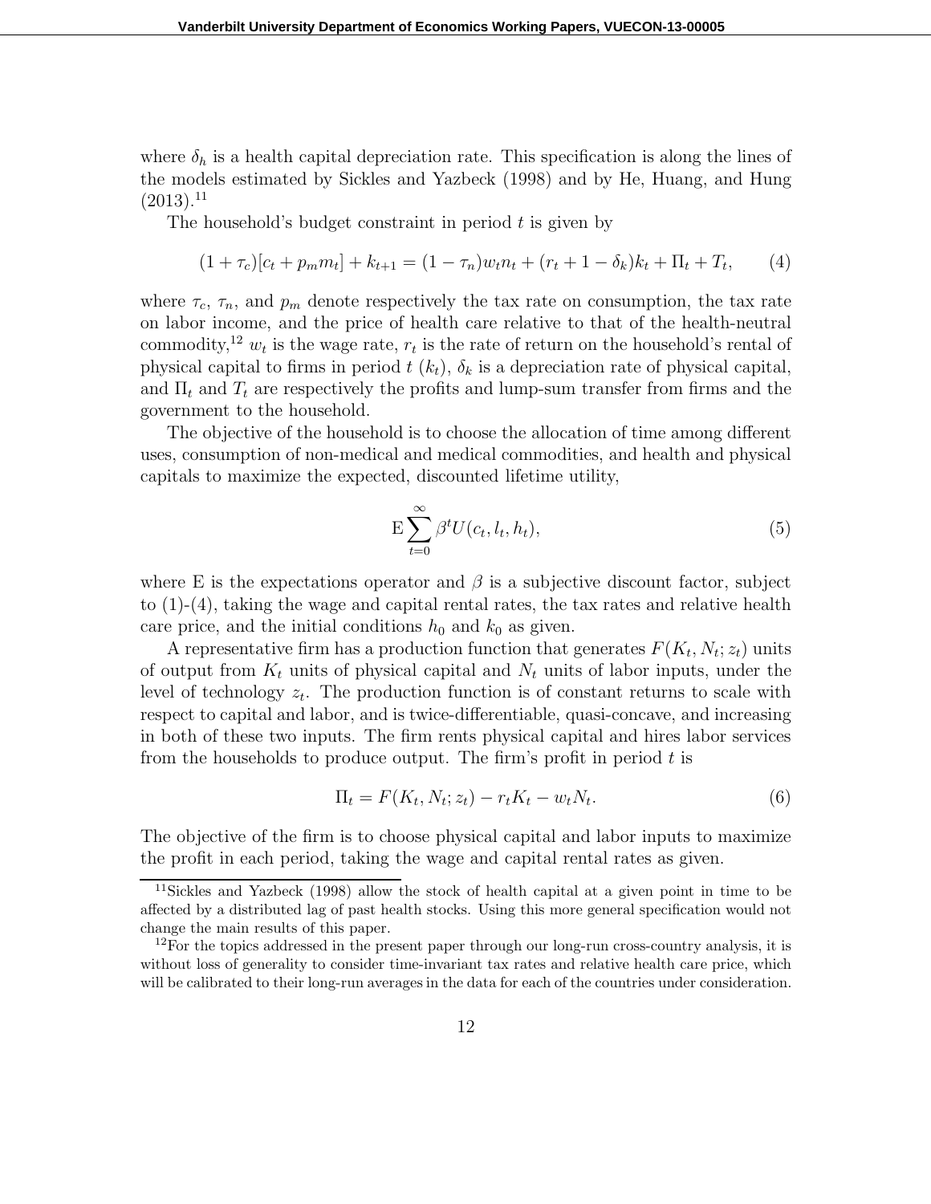where $\delta_h$ is a health capital depreciation rate. This specification is along the lines of the models estimated by Sickles and Yazbeck (1998) and by He, Huang, and Hung (2013).[11]

The household's budget constraint in period $t$ is given by

$$(1 + \tau_c)[c_t + p_m m_t] + k_{t+1} = (1 - \tau_n)w_t n_t + (r_t + 1 - \delta_k)k_t + \Pi_t + T_t, \qquad (4)$$

where $\tau_c$, $\tau_n$, and $p_m$ denote respectively the tax rate on consumption, the tax rate on labor income, and the price of health care relative to that of the health-neutral commodity,[12] $w_t$ is the wage rate, $r_t$ is the rate of return on the household's rental of physical capital to firms in period $t$ ($k_t$), $\delta_k$ is a depreciation rate of physical capital, and $\Pi_t$ and $T_t$ are respectively the profits and lump-sum transfer from firms and the government to the household.

The objective of the household is to choose the allocation of time among different uses, consumption of non-medical and medical commodities, and health and physical capitals to maximize the expected, discounted lifetime utility,

$$\mathrm{E}\sum_{t=0}^{\infty} \beta^t U(c_t, l_t, h_t), \qquad (5)$$

where E is the expectations operator and $\beta$ is a subjective discount factor, subject to (1)-(4), taking the wage and capital rental rates, the tax rates and relative health care price, and the initial conditions $h_0$ and $k_0$ as given.

A representative firm has a production function that generates $F(K_t, N_t; z_t)$ units of output from $K_t$ units of physical capital and $N_t$ units of labor inputs, under the level of technology $z_t$. The production function is of constant returns to scale with respect to capital and labor, and is twice-differentiable, quasi-concave, and increasing in both of these two inputs. The firm rents physical capital and hires labor services from the households to produce output. The firm's profit in period $t$ is

$$\Pi_t = F(K_t, N_t; z_t) - r_t K_t - w_t N_t. \qquad (6)$$

The objective of the firm is to choose physical capital and labor inputs to maximize the profit in each period, taking the wage and capital rental rates as given.

---

[11] Sickles and Yazbeck (1998) allow the stock of health capital at a given point in time to be affected by a distributed lag of past health stocks. Using this more general specification would not change the main results of this paper.

[12] For the topics addressed in the present paper through our long-run cross-country analysis, it is without loss of generality to consider time-invariant tax rates and relative health care price, which will be calibrated to their long-run averages in the data for each of the countries under consideration.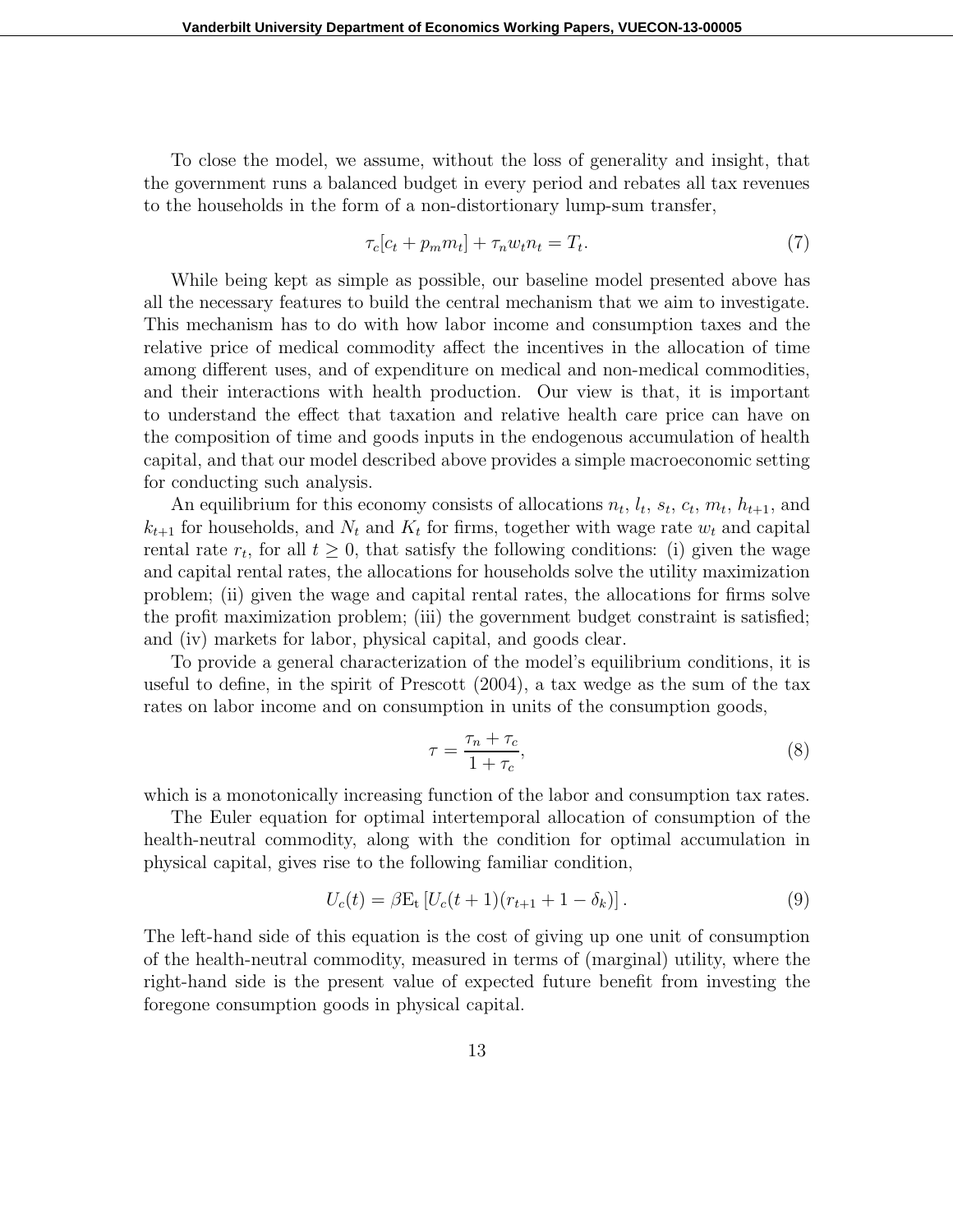To close the model, we assume, without the loss of generality and insight, that the government runs a balanced budget in every period and rebates all tax revenues to the households in the form of a non-distortionary lump-sum transfer,

$$\tau_c[c_t + p_m m_t] + \tau_n w_t n_t = T_t. \tag{7}$$

While being kept as simple as possible, our baseline model presented above has all the necessary features to build the central mechanism that we aim to investigate. This mechanism has to do with how labor income and consumption taxes and the relative price of medical commodity affect the incentives in the allocation of time among different uses, and of expenditure on medical and non-medical commodities, and their interactions with health production. Our view is that, it is important to understand the effect that taxation and relative health care price can have on the composition of time and goods inputs in the endogenous accumulation of health capital, and that our model described above provides a simple macroeconomic setting for conducting such analysis.

An equilibrium for this economy consists of allocations $n_t$, $l_t$, $s_t$, $c_t$, $m_t$, $h_{t+1}$, and $k_{t+1}$ for households, and $N_t$ and $K_t$ for firms, together with wage rate $w_t$ and capital rental rate $r_t$, for all $t \geq 0$, that satisfy the following conditions: (i) given the wage and capital rental rates, the allocations for households solve the utility maximization problem; (ii) given the wage and capital rental rates, the allocations for firms solve the profit maximization problem; (iii) the government budget constraint is satisfied; and (iv) markets for labor, physical capital, and goods clear.

To provide a general characterization of the model's equilibrium conditions, it is useful to define, in the spirit of Prescott (2004), a tax wedge as the sum of the tax rates on labor income and on consumption in units of the consumption goods,

$$\tau = \frac{\tau_n + \tau_c}{1 + \tau_c}, \tag{8}$$

which is a monotonically increasing function of the labor and consumption tax rates.

The Euler equation for optimal intertemporal allocation of consumption of the health-neutral commodity, along with the condition for optimal accumulation in physical capital, gives rise to the following familiar condition,

$$U_c(t) = \beta \mathrm{E}_t \left[ U_c(t+1)(r_{t+1} + 1 - \delta_k) \right]. \tag{9}$$

The left-hand side of this equation is the cost of giving up one unit of consumption of the health-neutral commodity, measured in terms of (marginal) utility, where the right-hand side is the present value of expected future benefit from investing the foregone consumption goods in physical capital.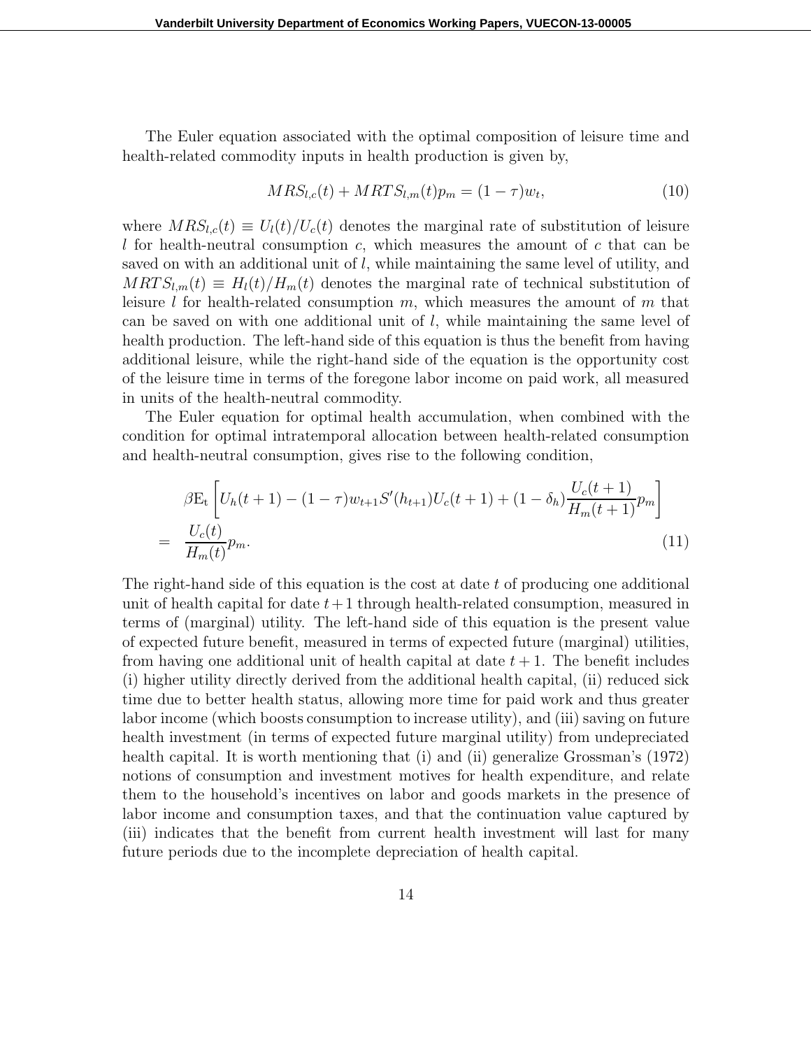The Euler equation associated with the optimal composition of leisure time and health-related commodity inputs in health production is given by,

$$MRS_{l,c}(t) + MRTS_{l,m}(t)p_m = (1-\tau)w_t, \tag{10}$$

where $MRS_{l,c}(t) \equiv U_l(t)/U_c(t)$ denotes the marginal rate of substitution of leisure $l$ for health-neutral consumption $c$, which measures the amount of $c$ that can be saved on with an additional unit of $l$, while maintaining the same level of utility, and $MRTS_{l,m}(t) \equiv H_l(t)/H_m(t)$ denotes the marginal rate of technical substitution of leisure $l$ for health-related consumption $m$, which measures the amount of $m$ that can be saved on with one additional unit of $l$, while maintaining the same level of health production. The left-hand side of this equation is thus the benefit from having additional leisure, while the right-hand side of the equation is the opportunity cost of the leisure time in terms of the foregone labor income on paid work, all measured in units of the health-neutral commodity.

The Euler equation for optimal health accumulation, when combined with the condition for optimal intratemporal allocation between health-related consumption and health-neutral consumption, gives rise to the following condition,

$$\begin{aligned} &\beta \mathrm{E_t}\left[U_h(t+1) - (1-\tau)w_{t+1}S'(h_{t+1})U_c(t+1) + (1-\delta_h)\frac{U_c(t+1)}{H_m(t+1)}p_m\right] \\ = \; & \frac{U_c(t)}{H_m(t)}p_m. \end{aligned} \tag{11}$$

The right-hand side of this equation is the cost at date $t$ of producing one additional unit of health capital for date $t+1$ through health-related consumption, measured in terms of (marginal) utility. The left-hand side of this equation is the present value of expected future benefit, measured in terms of expected future (marginal) utilities, from having one additional unit of health capital at date $t+1$. The benefit includes (i) higher utility directly derived from the additional health capital, (ii) reduced sick time due to better health status, allowing more time for paid work and thus greater labor income (which boosts consumption to increase utility), and (iii) saving on future health investment (in terms of expected future marginal utility) from undepreciated health capital. It is worth mentioning that (i) and (ii) generalize Grossman's (1972) notions of consumption and investment motives for health expenditure, and relate them to the household's incentives on labor and goods markets in the presence of labor income and consumption taxes, and that the continuation value captured by (iii) indicates that the benefit from current health investment will last for many future periods due to the incomplete depreciation of health capital.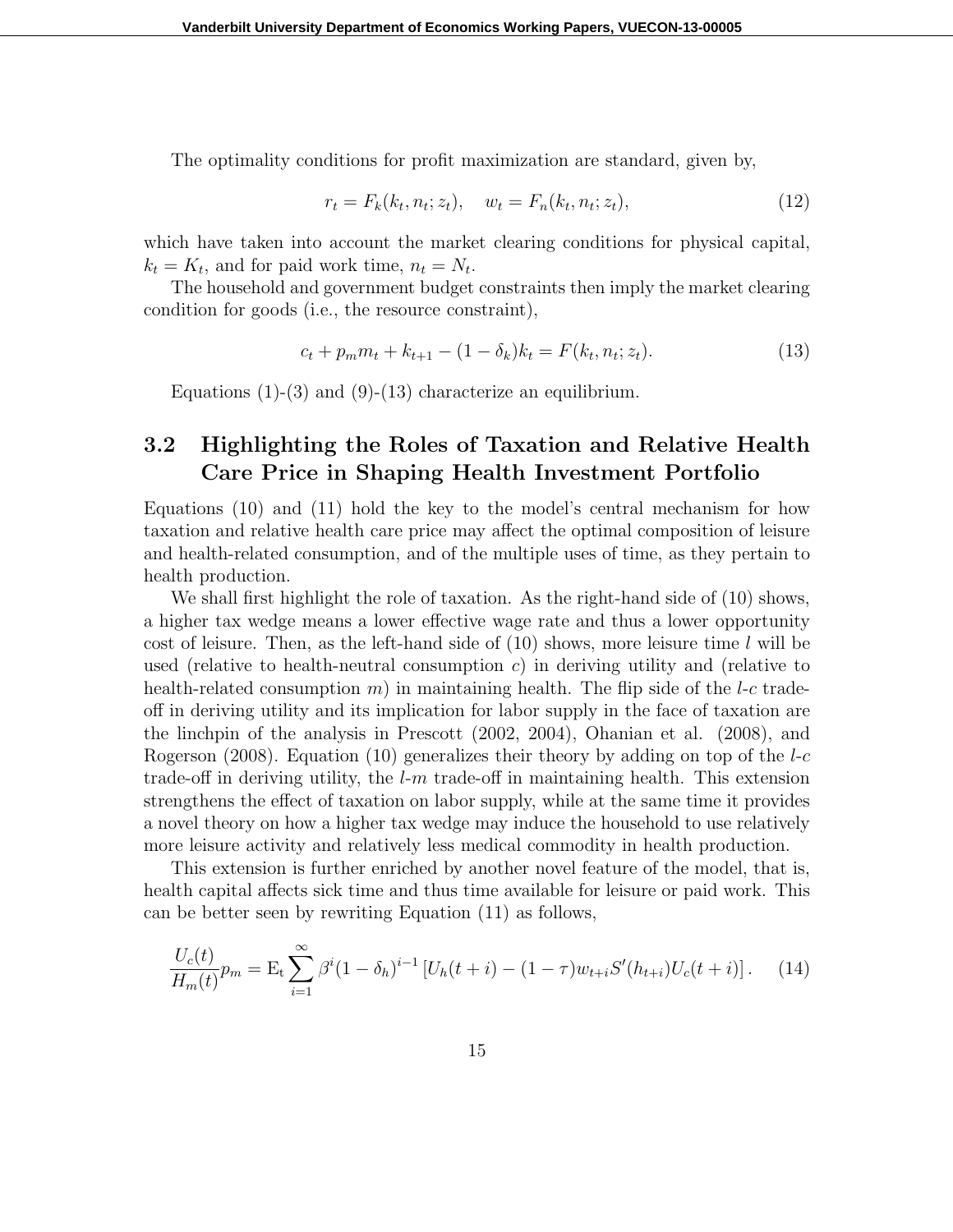The optimality conditions for profit maximization are standard, given by,

$$r_t = F_k(k_t, n_t; z_t), \quad w_t = F_n(k_t, n_t; z_t), \tag{12}$$

which have taken into account the market clearing conditions for physical capital, $k_t = K_t$, and for paid work time, $n_t = N_t$.

The household and government budget constraints then imply the market clearing condition for goods (i.e., the resource constraint),

$$c_t + p_m m_t + k_{t+1} - (1-\delta_k)k_t = F(k_t, n_t; z_t). \tag{13}$$

Equations (1)-(3) and (9)-(13) characterize an equilibrium.

## 3.2 Highlighting the Roles of Taxation and Relative Health Care Price in Shaping Health Investment Portfolio

Equations (10) and (11) hold the key to the model's central mechanism for how taxation and relative health care price may affect the optimal composition of leisure and health-related consumption, and of the multiple uses of time, as they pertain to health production.

We shall first highlight the role of taxation. As the right-hand side of (10) shows, a higher tax wedge means a lower effective wage rate and thus a lower opportunity cost of leisure. Then, as the left-hand side of (10) shows, more leisure time $l$ will be used (relative to health-neutral consumption $c$) in deriving utility and (relative to health-related consumption $m$) in maintaining health. The flip side of the $l$-$c$ trade-off in deriving utility and its implication for labor supply in the face of taxation are the linchpin of the analysis in Prescott (2002, 2004), Ohanian et al. (2008), and Rogerson (2008). Equation (10) generalizes their theory by adding on top of the $l$-$c$ trade-off in deriving utility, the $l$-$m$ trade-off in maintaining health. This extension strengthens the effect of taxation on labor supply, while at the same time it provides a novel theory on how a higher tax wedge may induce the household to use relatively more leisure activity and relatively less medical commodity in health production.

This extension is further enriched by another novel feature of the model, that is, health capital affects sick time and thus time available for leisure or paid work. This can be better seen by rewriting Equation (11) as follows,

$$\frac{U_c(t)}{H_m(t)} p_m = \mathrm{E_t} \sum_{i=1}^{\infty} \beta^i (1-\delta_h)^{i-1} \left[ U_h(t+i) - (1-\tau) w_{t+i} S'(h_{t+i}) U_c(t+i) \right]. \tag{14}$$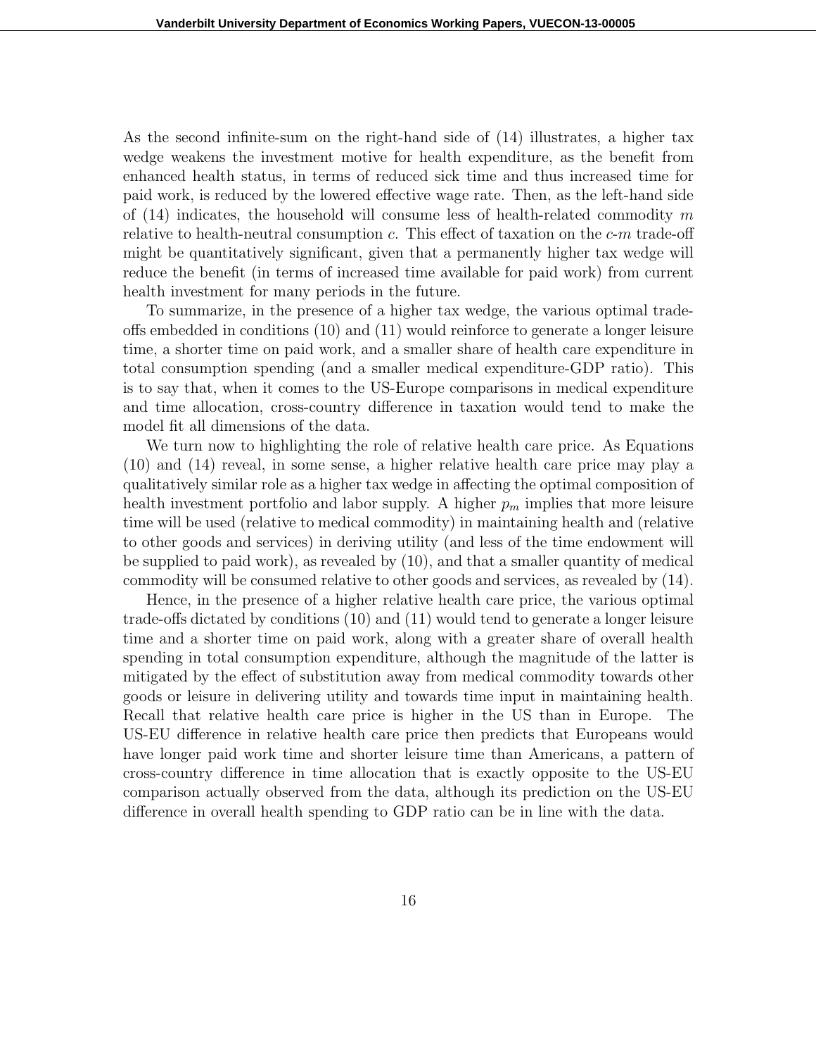As the second infinite-sum on the right-hand side of (14) illustrates, a higher tax wedge weakens the investment motive for health expenditure, as the benefit from enhanced health status, in terms of reduced sick time and thus increased time for paid work, is reduced by the lowered effective wage rate. Then, as the left-hand side of (14) indicates, the household will consume less of health-related commodity $m$ relative to health-neutral consumption $c$. This effect of taxation on the $c$-$m$ trade-off might be quantitatively significant, given that a permanently higher tax wedge will reduce the benefit (in terms of increased time available for paid work) from current health investment for many periods in the future.

To summarize, in the presence of a higher tax wedge, the various optimal trade-offs embedded in conditions (10) and (11) would reinforce to generate a longer leisure time, a shorter time on paid work, and a smaller share of health care expenditure in total consumption spending (and a smaller medical expenditure-GDP ratio). This is to say that, when it comes to the US-Europe comparisons in medical expenditure and time allocation, cross-country difference in taxation would tend to make the model fit all dimensions of the data.

We turn now to highlighting the role of relative health care price. As Equations (10) and (14) reveal, in some sense, a higher relative health care price may play a qualitatively similar role as a higher tax wedge in affecting the optimal composition of health investment portfolio and labor supply. A higher $p_m$ implies that more leisure time will be used (relative to medical commodity) in maintaining health and (relative to other goods and services) in deriving utility (and less of the time endowment will be supplied to paid work), as revealed by (10), and that a smaller quantity of medical commodity will be consumed relative to other goods and services, as revealed by (14).

Hence, in the presence of a higher relative health care price, the various optimal trade-offs dictated by conditions (10) and (11) would tend to generate a longer leisure time and a shorter time on paid work, along with a greater share of overall health spending in total consumption expenditure, although the magnitude of the latter is mitigated by the effect of substitution away from medical commodity towards other goods or leisure in delivering utility and towards time input in maintaining health. Recall that relative health care price is higher in the US than in Europe. The US-EU difference in relative health care price then predicts that Europeans would have longer paid work time and shorter leisure time than Americans, a pattern of cross-country difference in time allocation that is exactly opposite to the US-EU comparison actually observed from the data, although its prediction on the US-EU difference in overall health spending to GDP ratio can be in line with the data.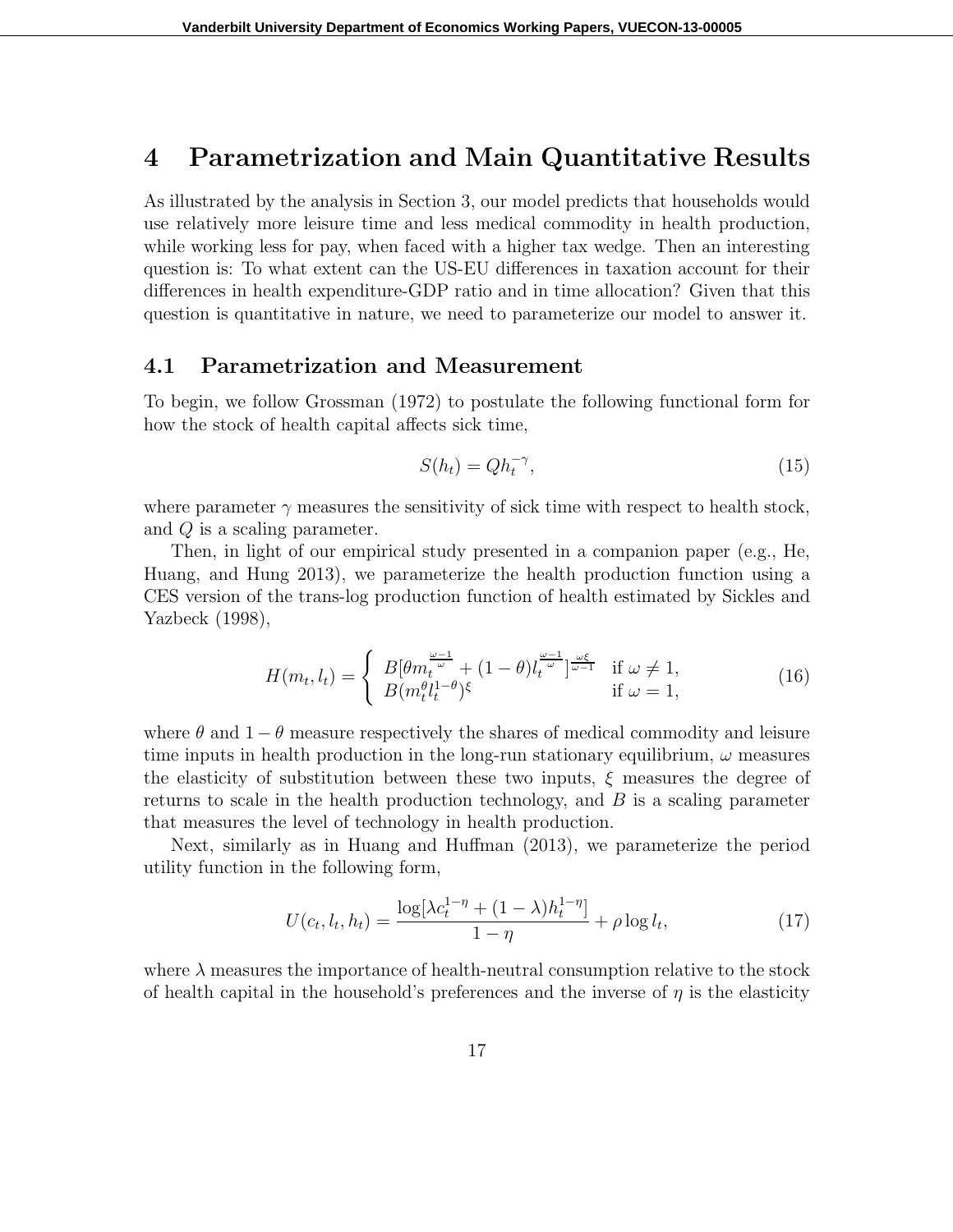# 4 Parametrization and Main Quantitative Results

As illustrated by the analysis in Section 3, our model predicts that households would use relatively more leisure time and less medical commodity in health production, while working less for pay, when faced with a higher tax wedge. Then an interesting question is: To what extent can the US-EU differences in taxation account for their differences in health expenditure-GDP ratio and in time allocation? Given that this question is quantitative in nature, we need to parameterize our model to answer it.

## 4.1 Parametrization and Measurement

To begin, we follow Grossman (1972) to postulate the following functional form for how the stock of health capital affects sick time,

$$S(h_t) = Qh_t^{-\gamma}, \tag{15}$$

where parameter $\gamma$ measures the sensitivity of sick time with respect to health stock, and $Q$ is a scaling parameter.

Then, in light of our empirical study presented in a companion paper (e.g., He, Huang, and Hung 2013), we parameterize the health production function using a CES version of the trans-log production function of health estimated by Sickles and Yazbeck (1998),

$$H(m_t, l_t) = \begin{cases} B[\theta m_t^{\frac{\omega-1}{\omega}} + (1-\theta) l_t^{\frac{\omega-1}{\omega}}]^{\frac{\omega\xi}{\omega-1}} & \text{if } \omega \neq 1, \\ B(m_t^{\theta} l_t^{1-\theta})^{\xi} & \text{if } \omega = 1, \end{cases} \tag{16}$$

where $\theta$ and $1-\theta$ measure respectively the shares of medical commodity and leisure time inputs in health production in the long-run stationary equilibrium, $\omega$ measures the elasticity of substitution between these two inputs, $\xi$ measures the degree of returns to scale in the health production technology, and $B$ is a scaling parameter that measures the level of technology in health production.

Next, similarly as in Huang and Huffman (2013), we parameterize the period utility function in the following form,

$$U(c_t, l_t, h_t) = \frac{\log[\lambda c_t^{1-\eta} + (1-\lambda) h_t^{1-\eta}]}{1-\eta} + \rho \log l_t, \tag{17}$$

where $\lambda$ measures the importance of health-neutral consumption relative to the stock of health capital in the household's preferences and the inverse of $\eta$ is the elasticity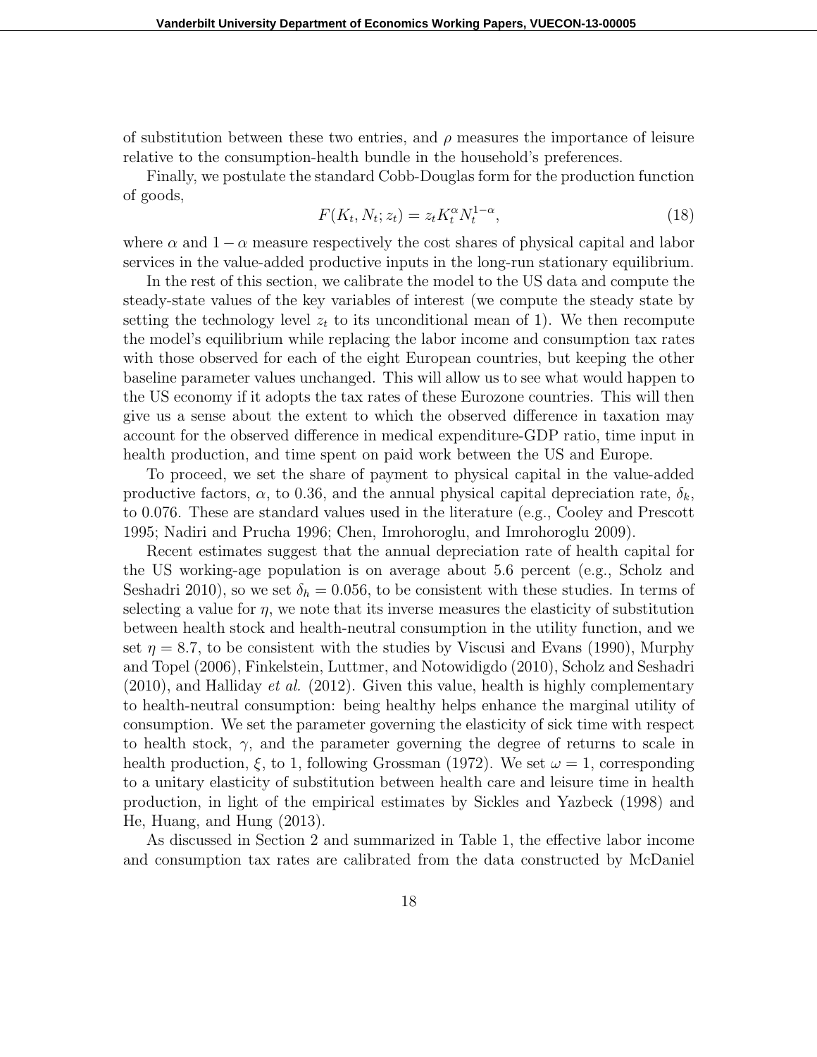of substitution between these two entries, and $\rho$ measures the importance of leisure relative to the consumption-health bundle in the household's preferences.

Finally, we postulate the standard Cobb-Douglas form for the production function of goods,

$$F(K_t, N_t; z_t) = z_t K_t^{\alpha} N_t^{1-\alpha}, \tag{18}$$

where $\alpha$ and $1-\alpha$ measure respectively the cost shares of physical capital and labor services in the value-added productive inputs in the long-run stationary equilibrium.

In the rest of this section, we calibrate the model to the US data and compute the steady-state values of the key variables of interest (we compute the steady state by setting the technology level $z_t$ to its unconditional mean of 1). We then recompute the model's equilibrium while replacing the labor income and consumption tax rates with those observed for each of the eight European countries, but keeping the other baseline parameter values unchanged. This will allow us to see what would happen to the US economy if it adopts the tax rates of these Eurozone countries. This will then give us a sense about the extent to which the observed difference in taxation may account for the observed difference in medical expenditure-GDP ratio, time input in health production, and time spent on paid work between the US and Europe.

To proceed, we set the share of payment to physical capital in the value-added productive factors, $\alpha$, to 0.36, and the annual physical capital depreciation rate, $\delta_k$, to 0.076. These are standard values used in the literature (e.g., Cooley and Prescott 1995; Nadiri and Prucha 1996; Chen, Imrohoroglu, and Imrohoroglu 2009).

Recent estimates suggest that the annual depreciation rate of health capital for the US working-age population is on average about 5.6 percent (e.g., Scholz and Seshadri 2010), so we set $\delta_h = 0.056$, to be consistent with these studies. In terms of selecting a value for $\eta$, we note that its inverse measures the elasticity of substitution between health stock and health-neutral consumption in the utility function, and we set $\eta = 8.7$, to be consistent with the studies by Viscusi and Evans (1990), Murphy and Topel (2006), Finkelstein, Luttmer, and Notowidigdo (2010), Scholz and Seshadri (2010), and Halliday *et al.* (2012). Given this value, health is highly complementary to health-neutral consumption: being healthy helps enhance the marginal utility of consumption. We set the parameter governing the elasticity of sick time with respect to health stock, $\gamma$, and the parameter governing the degree of returns to scale in health production, $\xi$, to 1, following Grossman (1972). We set $\omega = 1$, corresponding to a unitary elasticity of substitution between health care and leisure time in health production, in light of the empirical estimates by Sickles and Yazbeck (1998) and He, Huang, and Hung (2013).

As discussed in Section 2 and summarized in Table 1, the effective labor income and consumption tax rates are calibrated from the data constructed by McDaniel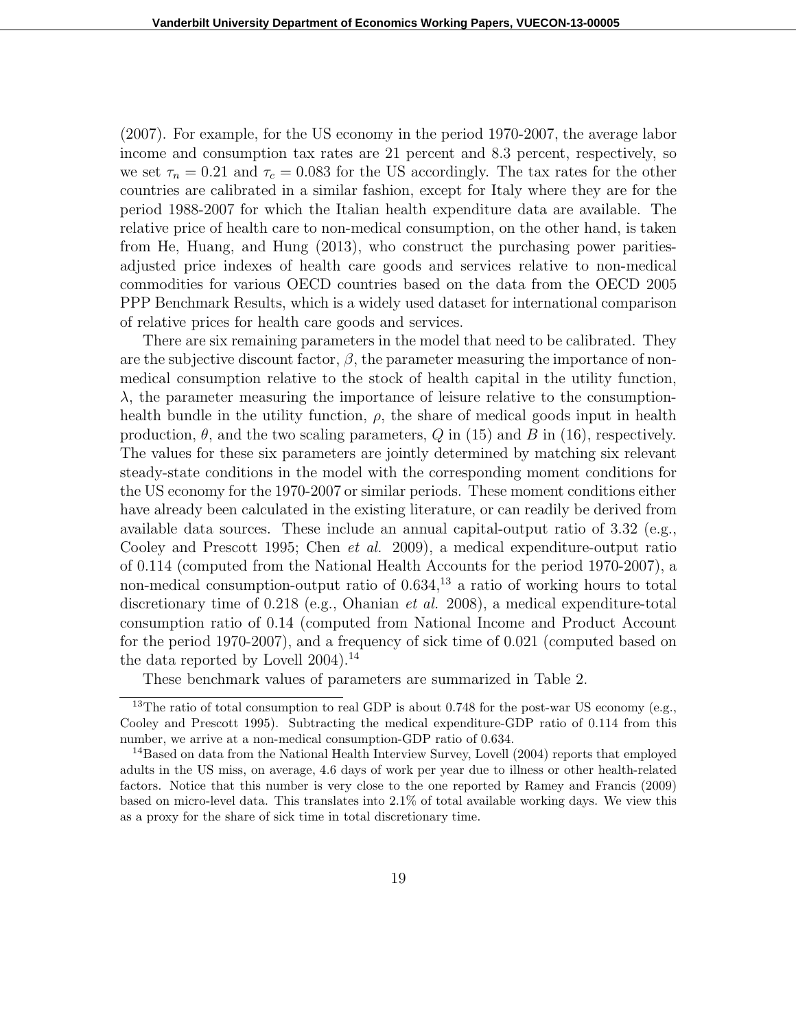(2007). For example, for the US economy in the period 1970-2007, the average labor income and consumption tax rates are 21 percent and 8.3 percent, respectively, so we set $\tau_n = 0.21$ and $\tau_c = 0.083$ for the US accordingly. The tax rates for the other countries are calibrated in a similar fashion, except for Italy where they are for the period 1988-2007 for which the Italian health expenditure data are available. The relative price of health care to non-medical consumption, on the other hand, is taken from He, Huang, and Hung (2013), who construct the purchasing power parities-adjusted price indexes of health care goods and services relative to non-medical commodities for various OECD countries based on the data from the OECD 2005 PPP Benchmark Results, which is a widely used dataset for international comparison of relative prices for health care goods and services.

There are six remaining parameters in the model that need to be calibrated. They are the subjective discount factor, $\beta$, the parameter measuring the importance of non-medical consumption relative to the stock of health capital in the utility function, $\lambda$, the parameter measuring the importance of leisure relative to the consumption-health bundle in the utility function, $\rho$, the share of medical goods input in health production, $\theta$, and the two scaling parameters, $Q$ in (15) and $B$ in (16), respectively. The values for these six parameters are jointly determined by matching six relevant steady-state conditions in the model with the corresponding moment conditions for the US economy for the 1970-2007 or similar periods. These moment conditions either have already been calculated in the existing literature, or can readily be derived from available data sources. These include an annual capital-output ratio of 3.32 (e.g., Cooley and Prescott 1995; Chen *et al.* 2009), a medical expenditure-output ratio of 0.114 (computed from the National Health Accounts for the period 1970-2007), a non-medical consumption-output ratio of 0.634,[13] a ratio of working hours to total discretionary time of 0.218 (e.g., Ohanian *et al.* 2008), a medical expenditure-total consumption ratio of 0.14 (computed from National Income and Product Account for the period 1970-2007), and a frequency of sick time of 0.021 (computed based on the data reported by Lovell 2004).[14]

These benchmark values of parameters are summarized in Table 2.

---

[13] The ratio of total consumption to real GDP is about 0.748 for the post-war US economy (e.g., Cooley and Prescott 1995). Subtracting the medical expenditure-GDP ratio of 0.114 from this number, we arrive at a non-medical consumption-GDP ratio of 0.634.

[14] Based on data from the National Health Interview Survey, Lovell (2004) reports that employed adults in the US miss, on average, 4.6 days of work per year due to illness or other health-related factors. Notice that this number is very close to the one reported by Ramey and Francis (2009) based on micro-level data. This translates into 2.1% of total available working days. We view this as a proxy for the share of sick time in total discretionary time.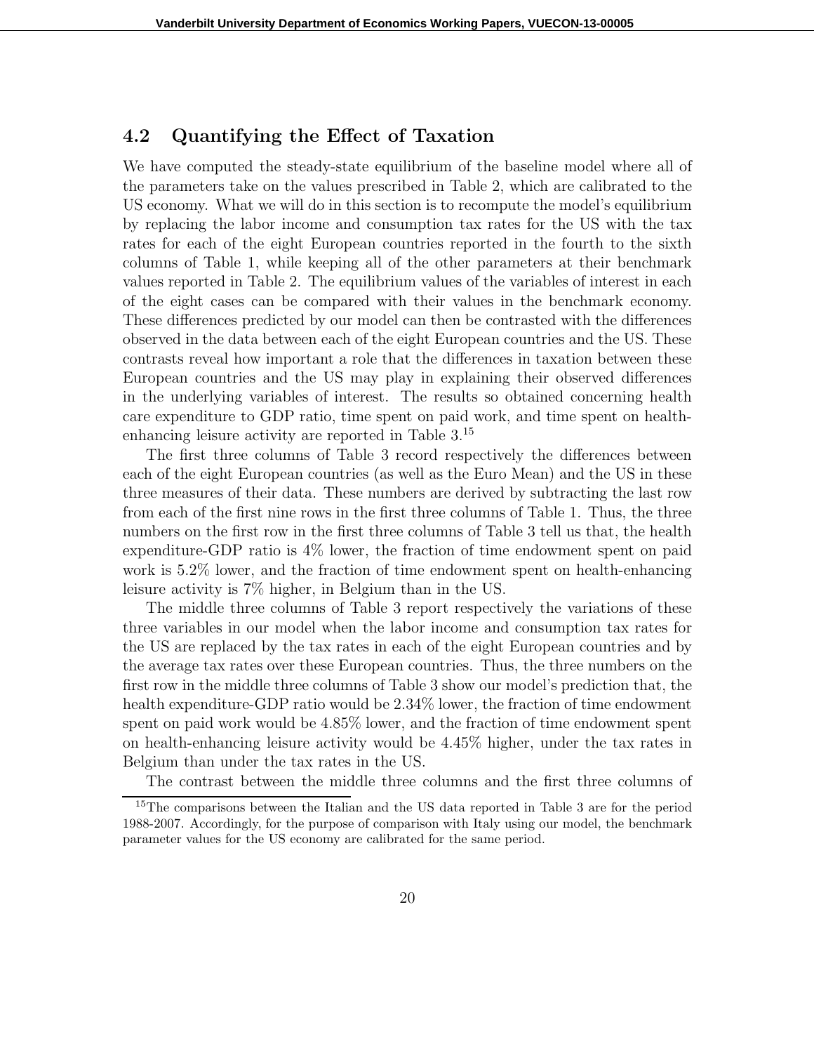### 4.2 Quantifying the Effect of Taxation

We have computed the steady-state equilibrium of the baseline model where all of the parameters take on the values prescribed in Table 2, which are calibrated to the US economy. What we will do in this section is to recompute the model's equilibrium by replacing the labor income and consumption tax rates for the US with the tax rates for each of the eight European countries reported in the fourth to the sixth columns of Table 1, while keeping all of the other parameters at their benchmark values reported in Table 2. The equilibrium values of the variables of interest in each of the eight cases can be compared with their values in the benchmark economy. These differences predicted by our model can then be contrasted with the differences observed in the data between each of the eight European countries and the US. These contrasts reveal how important a role that the differences in taxation between these European countries and the US may play in explaining their observed differences in the underlying variables of interest. The results so obtained concerning health care expenditure to GDP ratio, time spent on paid work, and time spent on health-enhancing leisure activity are reported in Table 3.[15]

The first three columns of Table 3 record respectively the differences between each of the eight European countries (as well as the Euro Mean) and the US in these three measures of their data. These numbers are derived by subtracting the last row from each of the first nine rows in the first three columns of Table 1. Thus, the three numbers on the first row in the first three columns of Table 3 tell us that, the health expenditure-GDP ratio is 4% lower, the fraction of time endowment spent on paid work is 5.2% lower, and the fraction of time endowment spent on health-enhancing leisure activity is 7% higher, in Belgium than in the US.

The middle three columns of Table 3 report respectively the variations of these three variables in our model when the labor income and consumption tax rates for the US are replaced by the tax rates in each of the eight European countries and by the average tax rates over these European countries. Thus, the three numbers on the first row in the middle three columns of Table 3 show our model's prediction that, the health expenditure-GDP ratio would be 2.34% lower, the fraction of time endowment spent on paid work would be 4.85% lower, and the fraction of time endowment spent on health-enhancing leisure activity would be 4.45% higher, under the tax rates in Belgium than under the tax rates in the US.

The contrast between the middle three columns and the first three columns of

[15] The comparisons between the Italian and the US data reported in Table 3 are for the period 1988-2007. Accordingly, for the purpose of comparison with Italy using our model, the benchmark parameter values for the US economy are calibrated for the same period.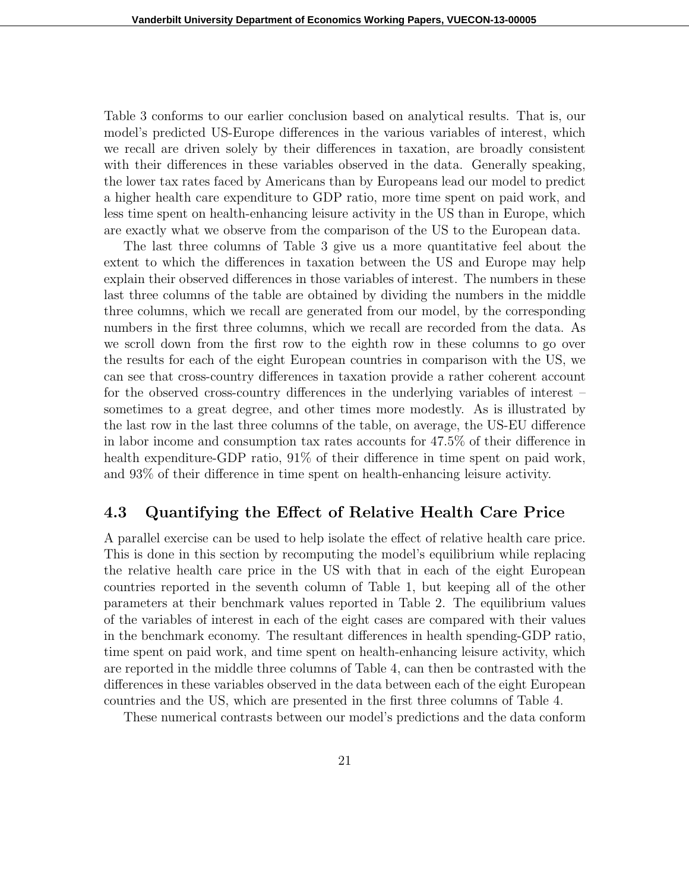Table 3 conforms to our earlier conclusion based on analytical results. That is, our model's predicted US-Europe differences in the various variables of interest, which we recall are driven solely by their differences in taxation, are broadly consistent with their differences in these variables observed in the data. Generally speaking, the lower tax rates faced by Americans than by Europeans lead our model to predict a higher health care expenditure to GDP ratio, more time spent on paid work, and less time spent on health-enhancing leisure activity in the US than in Europe, which are exactly what we observe from the comparison of the US to the European data.

The last three columns of Table 3 give us a more quantitative feel about the extent to which the differences in taxation between the US and Europe may help explain their observed differences in those variables of interest. The numbers in these last three columns of the table are obtained by dividing the numbers in the middle three columns, which we recall are generated from our model, by the corresponding numbers in the first three columns, which we recall are recorded from the data. As we scroll down from the first row to the eighth row in these columns to go over the results for each of the eight European countries in comparison with the US, we can see that cross-country differences in taxation provide a rather coherent account for the observed cross-country differences in the underlying variables of interest – sometimes to a great degree, and other times more modestly. As is illustrated by the last row in the last three columns of the table, on average, the US-EU difference in labor income and consumption tax rates accounts for 47.5% of their difference in health expenditure-GDP ratio, 91% of their difference in time spent on paid work, and 93% of their difference in time spent on health-enhancing leisure activity.

## 4.3 Quantifying the Effect of Relative Health Care Price

A parallel exercise can be used to help isolate the effect of relative health care price. This is done in this section by recomputing the model's equilibrium while replacing the relative health care price in the US with that in each of the eight European countries reported in the seventh column of Table 1, but keeping all of the other parameters at their benchmark values reported in Table 2. The equilibrium values of the variables of interest in each of the eight cases are compared with their values in the benchmark economy. The resultant differences in health spending-GDP ratio, time spent on paid work, and time spent on health-enhancing leisure activity, which are reported in the middle three columns of Table 4, can then be contrasted with the differences in these variables observed in the data between each of the eight European countries and the US, which are presented in the first three columns of Table 4.

These numerical contrasts between our model's predictions and the data conform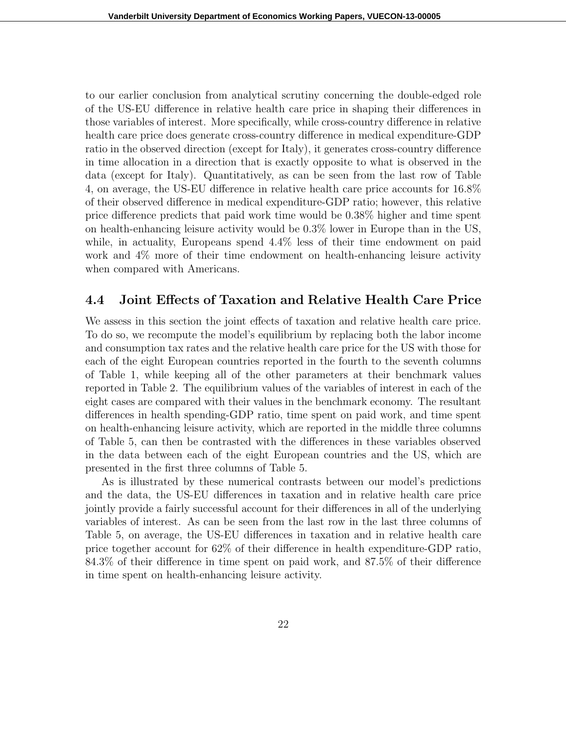to our earlier conclusion from analytical scrutiny concerning the double-edged role of the US-EU difference in relative health care price in shaping their differences in those variables of interest. More specifically, while cross-country difference in relative health care price does generate cross-country difference in medical expenditure-GDP ratio in the observed direction (except for Italy), it generates cross-country difference in time allocation in a direction that is exactly opposite to what is observed in the data (except for Italy). Quantitatively, as can be seen from the last row of Table 4, on average, the US-EU difference in relative health care price accounts for 16.8% of their observed difference in medical expenditure-GDP ratio; however, this relative price difference predicts that paid work time would be 0.38% higher and time spent on health-enhancing leisure activity would be 0.3% lower in Europe than in the US, while, in actuality, Europeans spend 4.4% less of their time endowment on paid work and 4% more of their time endowment on health-enhancing leisure activity when compared with Americans.

## 4.4 Joint Effects of Taxation and Relative Health Care Price

We assess in this section the joint effects of taxation and relative health care price. To do so, we recompute the model's equilibrium by replacing both the labor income and consumption tax rates and the relative health care price for the US with those for each of the eight European countries reported in the fourth to the seventh columns of Table 1, while keeping all of the other parameters at their benchmark values reported in Table 2. The equilibrium values of the variables of interest in each of the eight cases are compared with their values in the benchmark economy. The resultant differences in health spending-GDP ratio, time spent on paid work, and time spent on health-enhancing leisure activity, which are reported in the middle three columns of Table 5, can then be contrasted with the differences in these variables observed in the data between each of the eight European countries and the US, which are presented in the first three columns of Table 5.

As is illustrated by these numerical contrasts between our model's predictions and the data, the US-EU differences in taxation and in relative health care price jointly provide a fairly successful account for their differences in all of the underlying variables of interest. As can be seen from the last row in the last three columns of Table 5, on average, the US-EU differences in taxation and in relative health care price together account for 62% of their difference in health expenditure-GDP ratio, 84.3% of their difference in time spent on paid work, and 87.5% of their difference in time spent on health-enhancing leisure activity.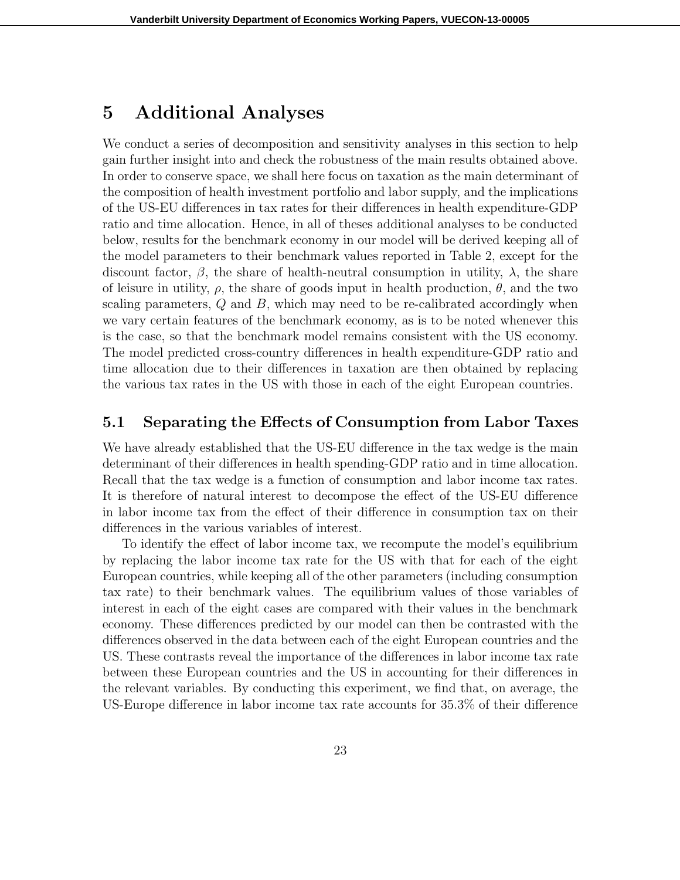# 5 Additional Analyses

We conduct a series of decomposition and sensitivity analyses in this section to help gain further insight into and check the robustness of the main results obtained above. In order to conserve space, we shall here focus on taxation as the main determinant of the composition of health investment portfolio and labor supply, and the implications of the US-EU differences in tax rates for their differences in health expenditure-GDP ratio and time allocation. Hence, in all of theses additional analyses to be conducted below, results for the benchmark economy in our model will be derived keeping all of the model parameters to their benchmark values reported in Table 2, except for the discount factor, $\beta$, the share of health-neutral consumption in utility, $\lambda$, the share of leisure in utility, $\rho$, the share of goods input in health production, $\theta$, and the two scaling parameters, $Q$ and $B$, which may need to be re-calibrated accordingly when we vary certain features of the benchmark economy, as is to be noted whenever this is the case, so that the benchmark model remains consistent with the US economy. The model predicted cross-country differences in health expenditure-GDP ratio and time allocation due to their differences in taxation are then obtained by replacing the various tax rates in the US with those in each of the eight European countries.

## 5.1 Separating the Effects of Consumption from Labor Taxes

We have already established that the US-EU difference in the tax wedge is the main determinant of their differences in health spending-GDP ratio and in time allocation. Recall that the tax wedge is a function of consumption and labor income tax rates. It is therefore of natural interest to decompose the effect of the US-EU difference in labor income tax from the effect of their difference in consumption tax on their differences in the various variables of interest.

To identify the effect of labor income tax, we recompute the model's equilibrium by replacing the labor income tax rate for the US with that for each of the eight European countries, while keeping all of the other parameters (including consumption tax rate) to their benchmark values. The equilibrium values of those variables of interest in each of the eight cases are compared with their values in the benchmark economy. These differences predicted by our model can then be contrasted with the differences observed in the data between each of the eight European countries and the US. These contrasts reveal the importance of the differences in labor income tax rate between these European countries and the US in accounting for their differences in the relevant variables. By conducting this experiment, we find that, on average, the US-Europe difference in labor income tax rate accounts for 35.3% of their difference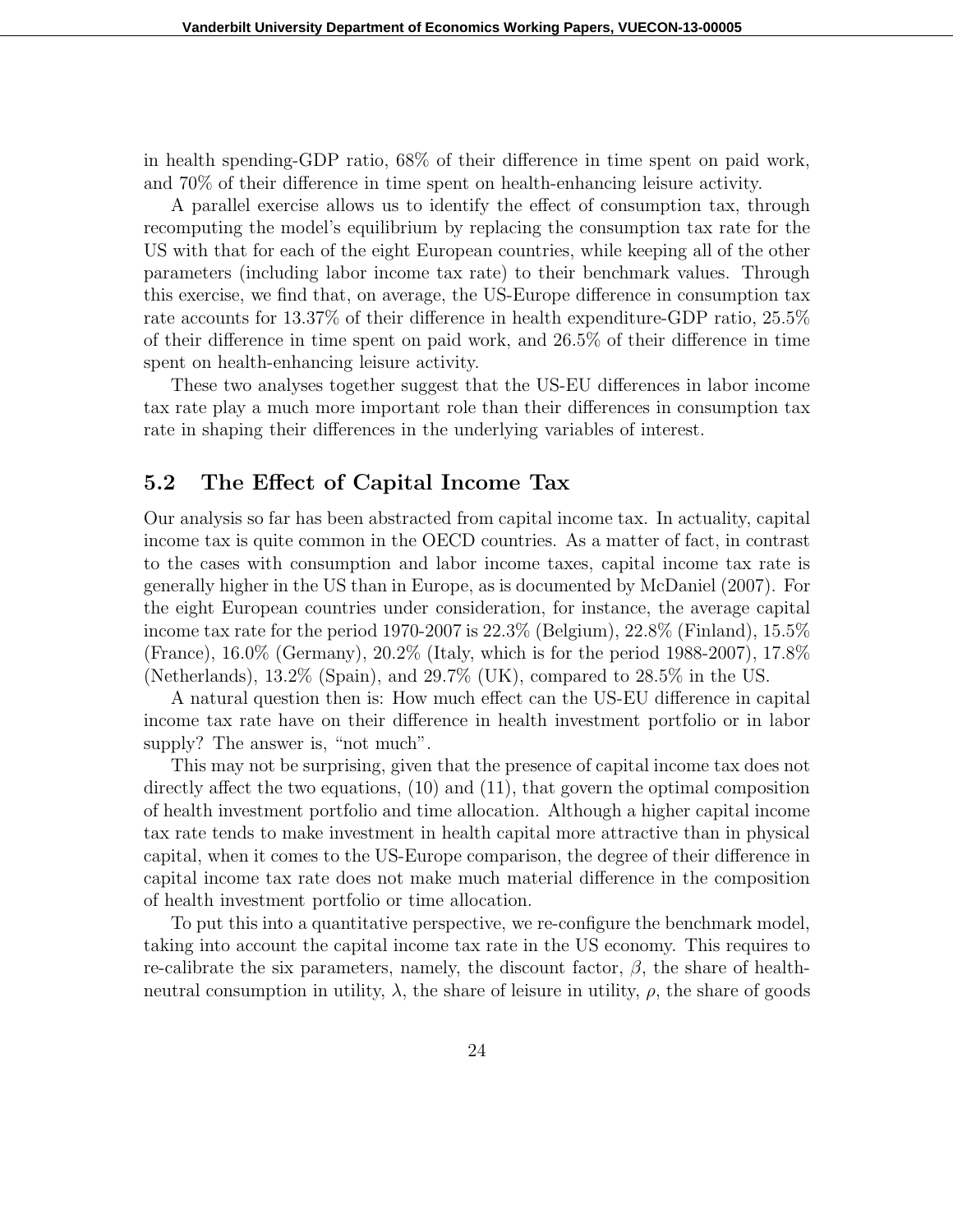in health spending-GDP ratio, 68% of their difference in time spent on paid work, and 70% of their difference in time spent on health-enhancing leisure activity.

A parallel exercise allows us to identify the effect of consumption tax, through recomputing the model's equilibrium by replacing the consumption tax rate for the US with that for each of the eight European countries, while keeping all of the other parameters (including labor income tax rate) to their benchmark values. Through this exercise, we find that, on average, the US-Europe difference in consumption tax rate accounts for 13.37% of their difference in health expenditure-GDP ratio, 25.5% of their difference in time spent on paid work, and 26.5% of their difference in time spent on health-enhancing leisure activity.

These two analyses together suggest that the US-EU differences in labor income tax rate play a much more important role than their differences in consumption tax rate in shaping their differences in the underlying variables of interest.

## 5.2 The Effect of Capital Income Tax

Our analysis so far has been abstracted from capital income tax. In actuality, capital income tax is quite common in the OECD countries. As a matter of fact, in contrast to the cases with consumption and labor income taxes, capital income tax rate is generally higher in the US than in Europe, as is documented by McDaniel (2007). For the eight European countries under consideration, for instance, the average capital income tax rate for the period 1970-2007 is 22.3% (Belgium), 22.8% (Finland), 15.5% (France), 16.0% (Germany), 20.2% (Italy, which is for the period 1988-2007), 17.8% (Netherlands), 13.2% (Spain), and 29.7% (UK), compared to 28.5% in the US.

A natural question then is: How much effect can the US-EU difference in capital income tax rate have on their difference in health investment portfolio or in labor supply? The answer is, "not much".

This may not be surprising, given that the presence of capital income tax does not directly affect the two equations, (10) and (11), that govern the optimal composition of health investment portfolio and time allocation. Although a higher capital income tax rate tends to make investment in health capital more attractive than in physical capital, when it comes to the US-Europe comparison, the degree of their difference in capital income tax rate does not make much material difference in the composition of health investment portfolio or time allocation.

To put this into a quantitative perspective, we re-configure the benchmark model, taking into account the capital income tax rate in the US economy. This requires to re-calibrate the six parameters, namely, the discount factor, $\beta$, the share of health-neutral consumption in utility, $\lambda$, the share of leisure in utility, $\rho$, the share of goods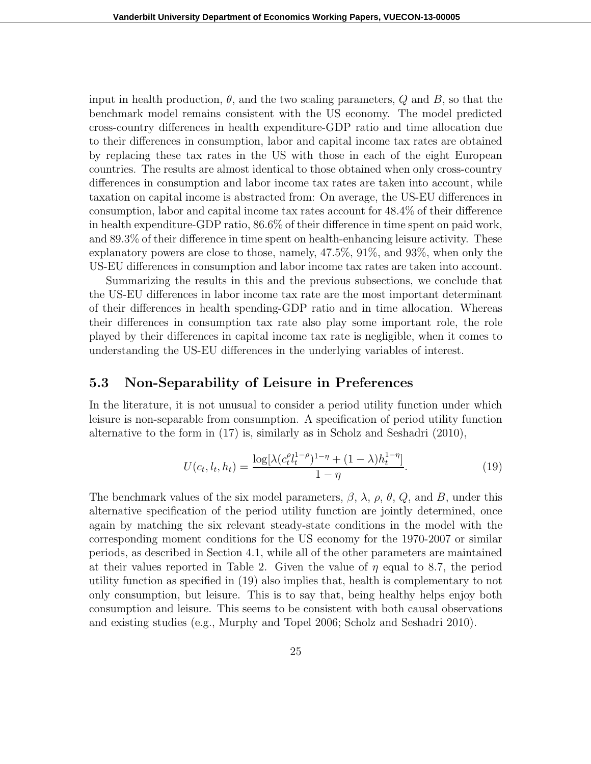input in health production, $\theta$, and the two scaling parameters, $Q$ and $B$, so that the benchmark model remains consistent with the US economy. The model predicted cross-country differences in health expenditure-GDP ratio and time allocation due to their differences in consumption, labor and capital income tax rates are obtained by replacing these tax rates in the US with those in each of the eight European countries. The results are almost identical to those obtained when only cross-country differences in consumption and labor income tax rates are taken into account, while taxation on capital income is abstracted from: On average, the US-EU differences in consumption, labor and capital income tax rates account for 48.4% of their difference in health expenditure-GDP ratio, 86.6% of their difference in time spent on paid work, and 89.3% of their difference in time spent on health-enhancing leisure activity. These explanatory powers are close to those, namely, 47.5%, 91%, and 93%, when only the US-EU differences in consumption and labor income tax rates are taken into account.

Summarizing the results in this and the previous subsections, we conclude that the US-EU differences in labor income tax rate are the most important determinant of their differences in health spending-GDP ratio and in time allocation. Whereas their differences in consumption tax rate also play some important role, the role played by their differences in capital income tax rate is negligible, when it comes to understanding the US-EU differences in the underlying variables of interest.

## 5.3 Non-Separability of Leisure in Preferences

In the literature, it is not unusual to consider a period utility function under which leisure is non-separable from consumption. A specification of period utility function alternative to the form in (17) is, similarly as in Scholz and Seshadri (2010),

$$U(c_t, l_t, h_t) = \frac{\log[\lambda(c_t^{\rho} l_t^{1-\rho})^{1-\eta} + (1-\lambda)h_t^{1-\eta}]}{1-\eta}. \tag{19}$$

The benchmark values of the six model parameters, $\beta$, $\lambda$, $\rho$, $\theta$, $Q$, and $B$, under this alternative specification of the period utility function are jointly determined, once again by matching the six relevant steady-state conditions in the model with the corresponding moment conditions for the US economy for the 1970-2007 or similar periods, as described in Section 4.1, while all of the other parameters are maintained at their values reported in Table 2. Given the value of $\eta$ equal to 8.7, the period utility function as specified in (19) also implies that, health is complementary to not only consumption, but leisure. This is to say that, being healthy helps enjoy both consumption and leisure. This seems to be consistent with both causal observations and existing studies (e.g., Murphy and Topel 2006; Scholz and Seshadri 2010).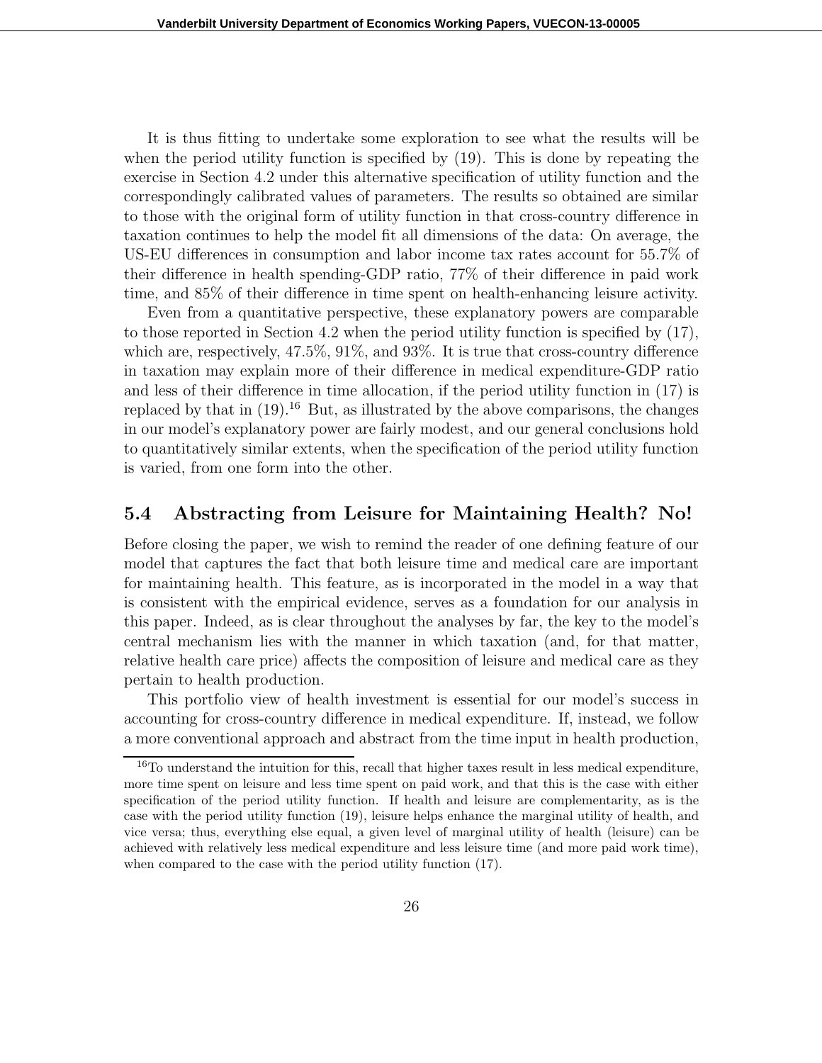It is thus fitting to undertake some exploration to see what the results will be when the period utility function is specified by (19). This is done by repeating the exercise in Section 4.2 under this alternative specification of utility function and the correspondingly calibrated values of parameters. The results so obtained are similar to those with the original form of utility function in that cross-country difference in taxation continues to help the model fit all dimensions of the data: On average, the US-EU differences in consumption and labor income tax rates account for 55.7% of their difference in health spending-GDP ratio, 77% of their difference in paid work time, and 85% of their difference in time spent on health-enhancing leisure activity.

Even from a quantitative perspective, these explanatory powers are comparable to those reported in Section 4.2 when the period utility function is specified by (17), which are, respectively, 47.5%, 91%, and 93%. It is true that cross-country difference in taxation may explain more of their difference in medical expenditure-GDP ratio and less of their difference in time allocation, if the period utility function in (17) is replaced by that in (19).[16] But, as illustrated by the above comparisons, the changes in our model's explanatory power are fairly modest, and our general conclusions hold to quantitatively similar extents, when the specification of the period utility function is varied, from one form into the other.

## 5.4 Abstracting from Leisure for Maintaining Health? No!

Before closing the paper, we wish to remind the reader of one defining feature of our model that captures the fact that both leisure time and medical care are important for maintaining health. This feature, as is incorporated in the model in a way that is consistent with the empirical evidence, serves as a foundation for our analysis in this paper. Indeed, as is clear throughout the analyses by far, the key to the model's central mechanism lies with the manner in which taxation (and, for that matter, relative health care price) affects the composition of leisure and medical care as they pertain to health production.

This portfolio view of health investment is essential for our model's success in accounting for cross-country difference in medical expenditure. If, instead, we follow a more conventional approach and abstract from the time input in health production,

[16] To understand the intuition for this, recall that higher taxes result in less medical expenditure, more time spent on leisure and less time spent on paid work, and that this is the case with either specification of the period utility function. If health and leisure are complementarity, as is the case with the period utility function (19), leisure helps enhance the marginal utility of health, and vice versa; thus, everything else equal, a given level of marginal utility of health (leisure) can be achieved with relatively less medical expenditure and less leisure time (and more paid work time), when compared to the case with the period utility function (17).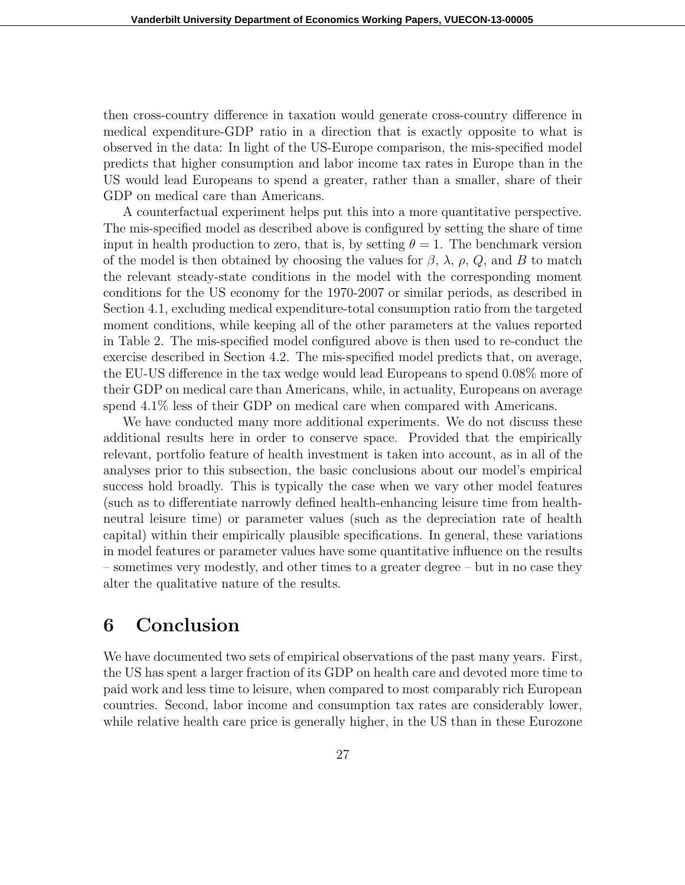then cross-country difference in taxation would generate cross-country difference in medical expenditure-GDP ratio in a direction that is exactly opposite to what is observed in the data: In light of the US-Europe comparison, the mis-specified model predicts that higher consumption and labor income tax rates in Europe than in the US would lead Europeans to spend a greater, rather than a smaller, share of their GDP on medical care than Americans.

A counterfactual experiment helps put this into a more quantitative perspective. The mis-specified model as described above is configured by setting the share of time input in health production to zero, that is, by setting $\theta = 1$. The benchmark version of the model is then obtained by choosing the values for $\beta$, $\lambda$, $\rho$, $Q$, and $B$ to match the relevant steady-state conditions in the model with the corresponding moment conditions for the US economy for the 1970-2007 or similar periods, as described in Section 4.1, excluding medical expenditure-total consumption ratio from the targeted moment conditions, while keeping all of the other parameters at the values reported in Table 2. The mis-specified model configured above is then used to re-conduct the exercise described in Section 4.2. The mis-specified model predicts that, on average, the EU-US difference in the tax wedge would lead Europeans to spend 0.08% more of their GDP on medical care than Americans, while, in actuality, Europeans on average spend 4.1% less of their GDP on medical care when compared with Americans.

We have conducted many more additional experiments. We do not discuss these additional results here in order to conserve space. Provided that the empirically relevant, portfolio feature of health investment is taken into account, as in all of the analyses prior to this subsection, the basic conclusions about our model's empirical success hold broadly. This is typically the case when we vary other model features (such as to differentiate narrowly defined health-enhancing leisure time from health-neutral leisure time) or parameter values (such as the depreciation rate of health capital) within their empirically plausible specifications. In general, these variations in model features or parameter values have some quantitative influence on the results – sometimes very modestly, and other times to a greater degree – but in no case they alter the qualitative nature of the results.

# 6 Conclusion

We have documented two sets of empirical observations of the past many years. First, the US has spent a larger fraction of its GDP on health care and devoted more time to paid work and less time to leisure, when compared to most comparably rich European countries. Second, labor income and consumption tax rates are considerably lower, while relative health care price is generally higher, in the US than in these Eurozone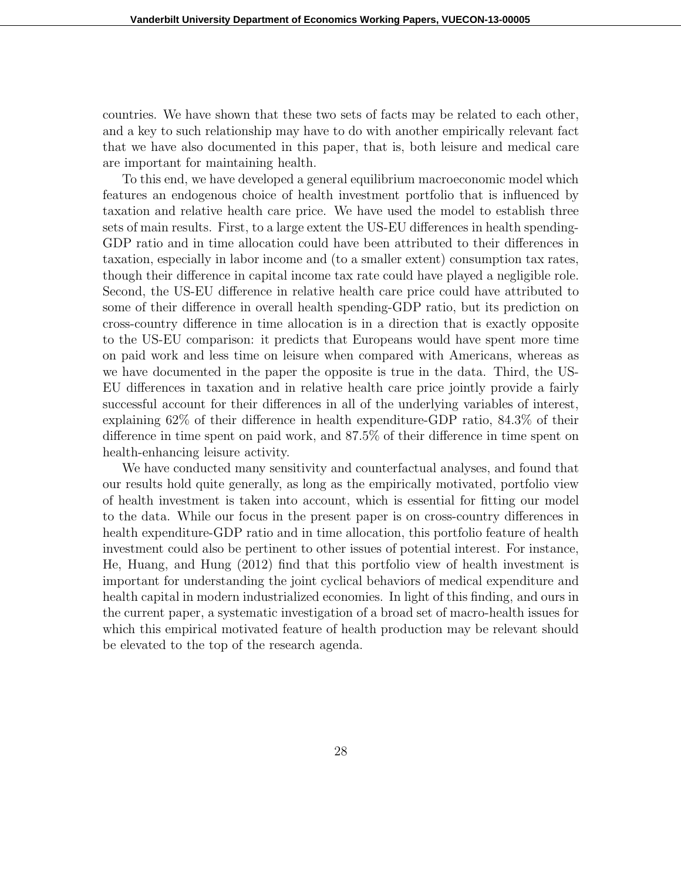countries. We have shown that these two sets of facts may be related to each other, and a key to such relationship may have to do with another empirically relevant fact that we have also documented in this paper, that is, both leisure and medical care are important for maintaining health.

To this end, we have developed a general equilibrium macroeconomic model which features an endogenous choice of health investment portfolio that is influenced by taxation and relative health care price. We have used the model to establish three sets of main results. First, to a large extent the US-EU differences in health spending-GDP ratio and in time allocation could have been attributed to their differences in taxation, especially in labor income and (to a smaller extent) consumption tax rates, though their difference in capital income tax rate could have played a negligible role. Second, the US-EU difference in relative health care price could have attributed to some of their difference in overall health spending-GDP ratio, but its prediction on cross-country difference in time allocation is in a direction that is exactly opposite to the US-EU comparison: it predicts that Europeans would have spent more time on paid work and less time on leisure when compared with Americans, whereas as we have documented in the paper the opposite is true in the data. Third, the US-EU differences in taxation and in relative health care price jointly provide a fairly successful account for their differences in all of the underlying variables of interest, explaining 62% of their difference in health expenditure-GDP ratio, 84.3% of their difference in time spent on paid work, and 87.5% of their difference in time spent on health-enhancing leisure activity.

We have conducted many sensitivity and counterfactual analyses, and found that our results hold quite generally, as long as the empirically motivated, portfolio view of health investment is taken into account, which is essential for fitting our model to the data. While our focus in the present paper is on cross-country differences in health expenditure-GDP ratio and in time allocation, this portfolio feature of health investment could also be pertinent to other issues of potential interest. For instance, He, Huang, and Hung (2012) find that this portfolio view of health investment is important for understanding the joint cyclical behaviors of medical expenditure and health capital in modern industrialized economies. In light of this finding, and ours in the current paper, a systematic investigation of a broad set of macro-health issues for which this empirical motivated feature of health production may be relevant should be elevated to the top of the research agenda.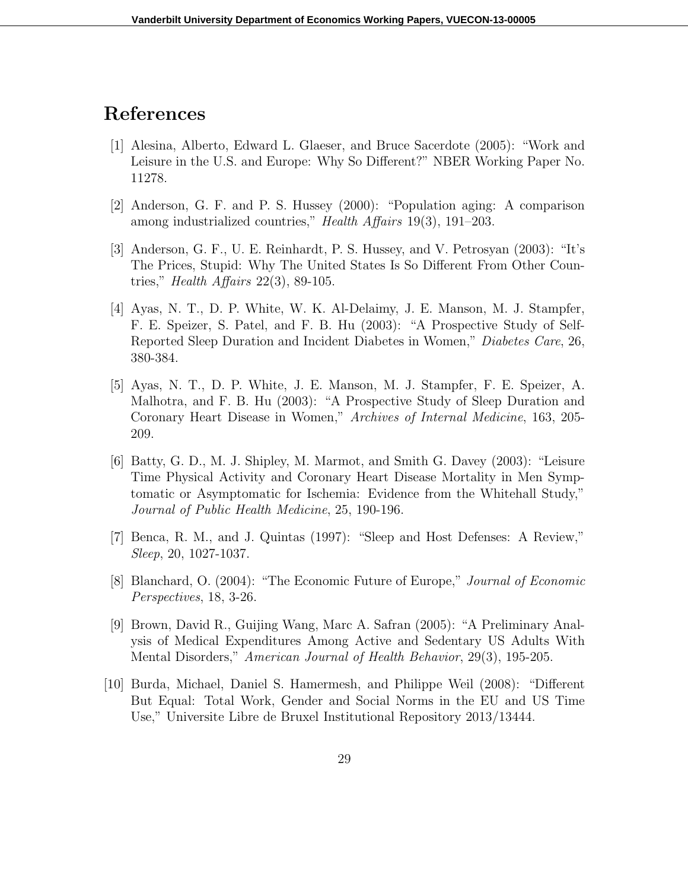# References

[1] Alesina, Alberto, Edward L. Glaeser, and Bruce Sacerdote (2005): "Work and Leisure in the U.S. and Europe: Why So Different?" NBER Working Paper No. 11278.

[2] Anderson, G. F. and P. S. Hussey (2000): "Population aging: A comparison among industrialized countries," *Health Affairs* 19(3), 191–203.

[3] Anderson, G. F., U. E. Reinhardt, P. S. Hussey, and V. Petrosyan (2003): "It's The Prices, Stupid: Why The United States Is So Different From Other Countries," *Health Affairs* 22(3), 89-105.

[4] Ayas, N. T., D. P. White, W. K. Al-Delaimy, J. E. Manson, M. J. Stampfer, F. E. Speizer, S. Patel, and F. B. Hu (2003): "A Prospective Study of Self-Reported Sleep Duration and Incident Diabetes in Women," *Diabetes Care*, 26, 380-384.

[5] Ayas, N. T., D. P. White, J. E. Manson, M. J. Stampfer, F. E. Speizer, A. Malhotra, and F. B. Hu (2003): "A Prospective Study of Sleep Duration and Coronary Heart Disease in Women," *Archives of Internal Medicine*, 163, 205-209.

[6] Batty, G. D., M. J. Shipley, M. Marmot, and Smith G. Davey (2003): "Leisure Time Physical Activity and Coronary Heart Disease Mortality in Men Symptomatic or Asymptomatic for Ischemia: Evidence from the Whitehall Study," *Journal of Public Health Medicine*, 25, 190-196.

[7] Benca, R. M., and J. Quintas (1997): "Sleep and Host Defenses: A Review," *Sleep*, 20, 1027-1037.

[8] Blanchard, O. (2004): "The Economic Future of Europe," *Journal of Economic Perspectives*, 18, 3-26.

[9] Brown, David R., Guijing Wang, Marc A. Safran (2005): "A Preliminary Analysis of Medical Expenditures Among Active and Sedentary US Adults With Mental Disorders," *American Journal of Health Behavior*, 29(3), 195-205.

[10] Burda, Michael, Daniel S. Hamermesh, and Philippe Weil (2008): "Different But Equal: Total Work, Gender and Social Norms in the EU and US Time Use," Universite Libre de Bruxel Institutional Repository 2013/13444.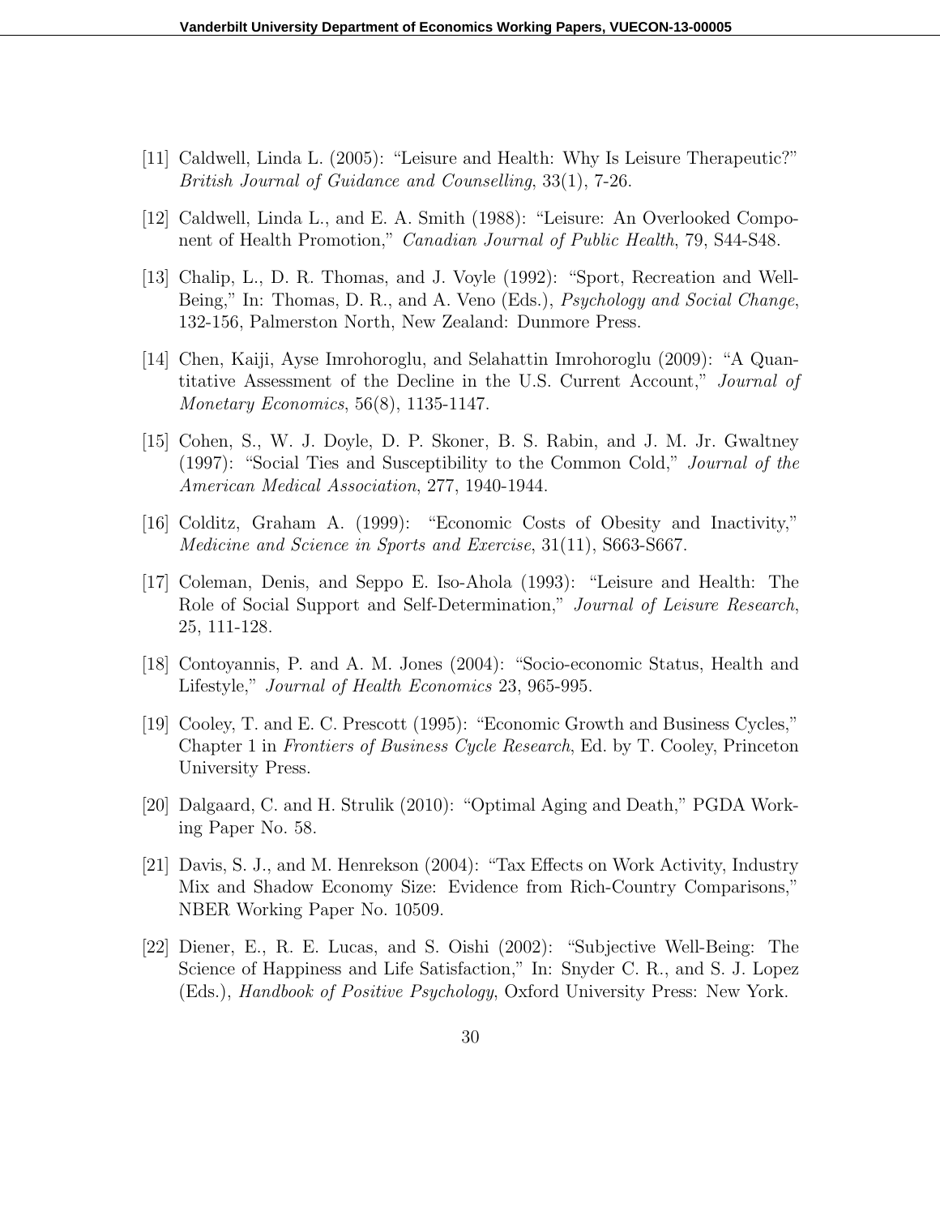[11] Caldwell, Linda L. (2005): "Leisure and Health: Why Is Leisure Therapeutic?" *British Journal of Guidance and Counselling*, 33(1), 7-26.

[12] Caldwell, Linda L., and E. A. Smith (1988): "Leisure: An Overlooked Component of Health Promotion," *Canadian Journal of Public Health*, 79, S44-S48.

[13] Chalip, L., D. R. Thomas, and J. Voyle (1992): "Sport, Recreation and Well-Being," In: Thomas, D. R., and A. Veno (Eds.), *Psychology and Social Change*, 132-156, Palmerston North, New Zealand: Dunmore Press.

[14] Chen, Kaiji, Ayse Imrohoroglu, and Selahattin Imrohoroglu (2009): "A Quantitative Assessment of the Decline in the U.S. Current Account," *Journal of Monetary Economics*, 56(8), 1135-1147.

[15] Cohen, S., W. J. Doyle, D. P. Skoner, B. S. Rabin, and J. M. Jr. Gwaltney (1997): "Social Ties and Susceptibility to the Common Cold," *Journal of the American Medical Association*, 277, 1940-1944.

[16] Colditz, Graham A. (1999): "Economic Costs of Obesity and Inactivity," *Medicine and Science in Sports and Exercise*, 31(11), S663-S667.

[17] Coleman, Denis, and Seppo E. Iso-Ahola (1993): "Leisure and Health: The Role of Social Support and Self-Determination," *Journal of Leisure Research*, 25, 111-128.

[18] Contoyannis, P. and A. M. Jones (2004): "Socio-economic Status, Health and Lifestyle," *Journal of Health Economics* 23, 965-995.

[19] Cooley, T. and E. C. Prescott (1995): "Economic Growth and Business Cycles," Chapter 1 in *Frontiers of Business Cycle Research*, Ed. by T. Cooley, Princeton University Press.

[20] Dalgaard, C. and H. Strulik (2010): "Optimal Aging and Death," PGDA Working Paper No. 58.

[21] Davis, S. J., and M. Henrekson (2004): "Tax Effects on Work Activity, Industry Mix and Shadow Economy Size: Evidence from Rich-Country Comparisons," NBER Working Paper No. 10509.

[22] Diener, E., R. E. Lucas, and S. Oishi (2002): "Subjective Well-Being: The Science of Happiness and Life Satisfaction," In: Snyder C. R., and S. J. Lopez (Eds.), *Handbook of Positive Psychology*, Oxford University Press: New York.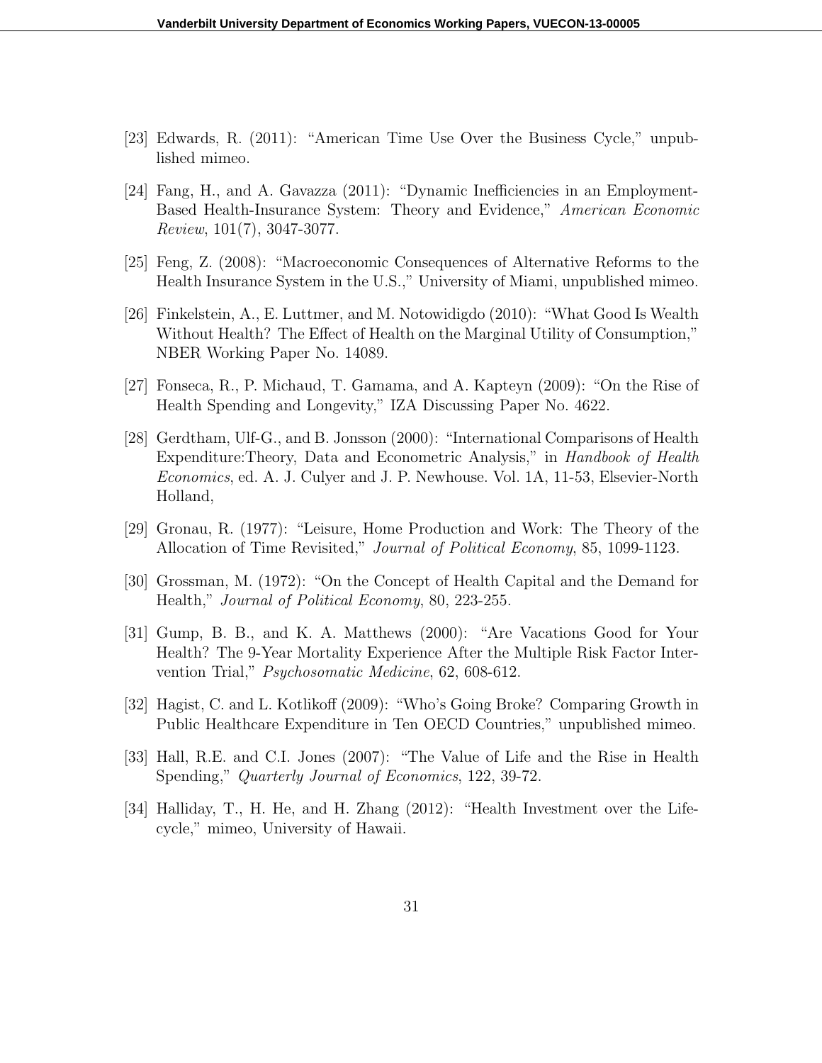[23] Edwards, R. (2011): "American Time Use Over the Business Cycle," unpublished mimeo.

[24] Fang, H., and A. Gavazza (2011): "Dynamic Inefficiencies in an Employment-Based Health-Insurance System: Theory and Evidence," *American Economic Review*, 101(7), 3047-3077.

[25] Feng, Z. (2008): "Macroeconomic Consequences of Alternative Reforms to the Health Insurance System in the U.S.," University of Miami, unpublished mimeo.

[26] Finkelstein, A., E. Luttmer, and M. Notowidigdo (2010): "What Good Is Wealth Without Health? The Effect of Health on the Marginal Utility of Consumption," NBER Working Paper No. 14089.

[27] Fonseca, R., P. Michaud, T. Gamama, and A. Kapteyn (2009): "On the Rise of Health Spending and Longevity," IZA Discussing Paper No. 4622.

[28] Gerdtham, Ulf-G., and B. Jonsson (2000): "International Comparisons of Health Expenditure:Theory, Data and Econometric Analysis," in *Handbook of Health Economics*, ed. A. J. Culyer and J. P. Newhouse. Vol. 1A, 11-53, Elsevier-North Holland,

[29] Gronau, R. (1977): "Leisure, Home Production and Work: The Theory of the Allocation of Time Revisited," *Journal of Political Economy*, 85, 1099-1123.

[30] Grossman, M. (1972): "On the Concept of Health Capital and the Demand for Health," *Journal of Political Economy*, 80, 223-255.

[31] Gump, B. B., and K. A. Matthews (2000): "Are Vacations Good for Your Health? The 9-Year Mortality Experience After the Multiple Risk Factor Intervention Trial," *Psychosomatic Medicine*, 62, 608-612.

[32] Hagist, C. and L. Kotlikoff (2009): "Who's Going Broke? Comparing Growth in Public Healthcare Expenditure in Ten OECD Countries," unpublished mimeo.

[33] Hall, R.E. and C.I. Jones (2007): "The Value of Life and the Rise in Health Spending," *Quarterly Journal of Economics*, 122, 39-72.

[34] Halliday, T., H. He, and H. Zhang (2012): "Health Investment over the Life-cycle," mimeo, University of Hawaii.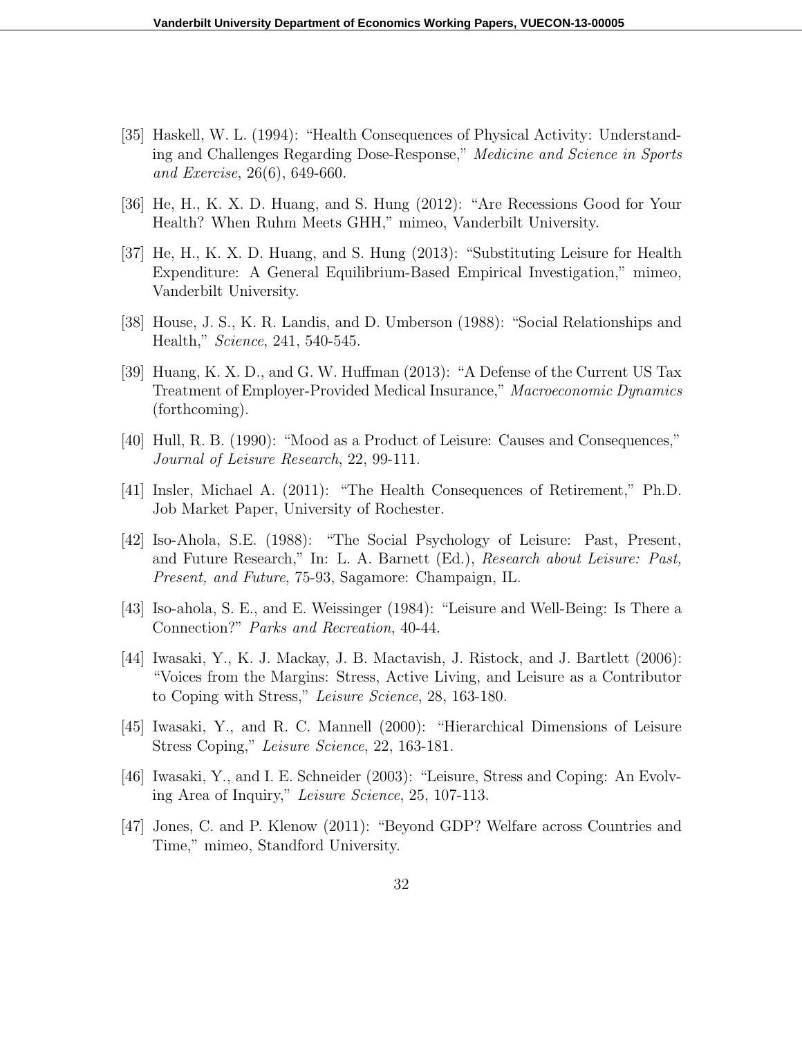[35] Haskell, W. L. (1994): "Health Consequences of Physical Activity: Understanding and Challenges Regarding Dose-Response," *Medicine and Science in Sports and Exercise*, 26(6), 649-660.

[36] He, H., K. X. D. Huang, and S. Hung (2012): "Are Recessions Good for Your Health? When Ruhm Meets GHH," mimeo, Vanderbilt University.

[37] He, H., K. X. D. Huang, and S. Hung (2013): "Substituting Leisure for Health Expenditure: A General Equilibrium-Based Empirical Investigation," mimeo, Vanderbilt University.

[38] House, J. S., K. R. Landis, and D. Umberson (1988): "Social Relationships and Health," *Science*, 241, 540-545.

[39] Huang, K. X. D., and G. W. Huffman (2013): "A Defense of the Current US Tax Treatment of Employer-Provided Medical Insurance," *Macroeconomic Dynamics* (forthcoming).

[40] Hull, R. B. (1990): "Mood as a Product of Leisure: Causes and Consequences," *Journal of Leisure Research*, 22, 99-111.

[41] Insler, Michael A. (2011): "The Health Consequences of Retirement," Ph.D. Job Market Paper, University of Rochester.

[42] Iso-Ahola, S.E. (1988): "The Social Psychology of Leisure: Past, Present, and Future Research," In: L. A. Barnett (Ed.), *Research about Leisure: Past, Present, and Future*, 75-93, Sagamore: Champaign, IL.

[43] Iso-ahola, S. E., and E. Weissinger (1984): "Leisure and Well-Being: Is There a Connection?" *Parks and Recreation*, 40-44.

[44] Iwasaki, Y., K. J. Mackay, J. B. Mactavish, J. Ristock, and J. Bartlett (2006): "Voices from the Margins: Stress, Active Living, and Leisure as a Contributor to Coping with Stress," *Leisure Science*, 28, 163-180.

[45] Iwasaki, Y., and R. C. Mannell (2000): "Hierarchical Dimensions of Leisure Stress Coping," *Leisure Science*, 22, 163-181.

[46] Iwasaki, Y., and I. E. Schneider (2003): "Leisure, Stress and Coping: An Evolving Area of Inquiry," *Leisure Science*, 25, 107-113.

[47] Jones, C. and P. Klenow (2011): "Beyond GDP? Welfare across Countries and Time," mimeo, Standford University.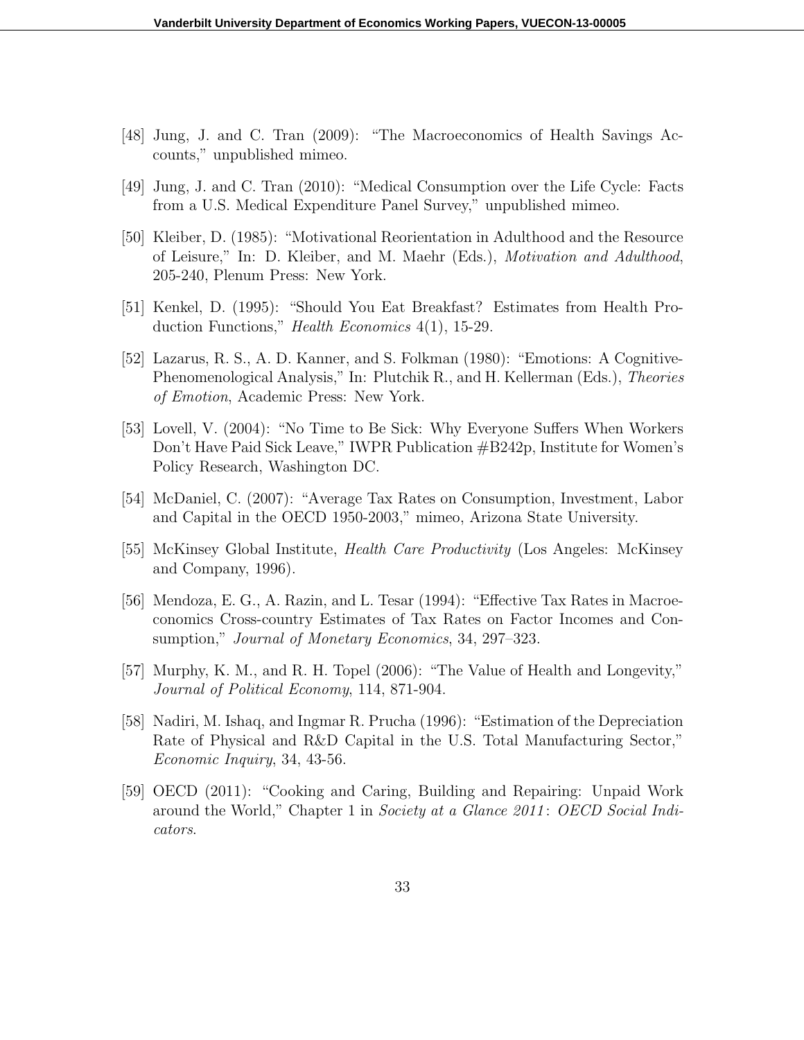[48] Jung, J. and C. Tran (2009): "The Macroeconomics of Health Savings Accounts," unpublished mimeo.

[49] Jung, J. and C. Tran (2010): "Medical Consumption over the Life Cycle: Facts from a U.S. Medical Expenditure Panel Survey," unpublished mimeo.

[50] Kleiber, D. (1985): "Motivational Reorientation in Adulthood and the Resource of Leisure," In: D. Kleiber, and M. Maehr (Eds.), *Motivation and Adulthood*, 205-240, Plenum Press: New York.

[51] Kenkel, D. (1995): "Should You Eat Breakfast? Estimates from Health Production Functions," *Health Economics* 4(1), 15-29.

[52] Lazarus, R. S., A. D. Kanner, and S. Folkman (1980): "Emotions: A Cognitive-Phenomenological Analysis," In: Plutchik R., and H. Kellerman (Eds.), *Theories of Emotion*, Academic Press: New York.

[53] Lovell, V. (2004): "No Time to Be Sick: Why Everyone Suffers When Workers Don't Have Paid Sick Leave," IWPR Publication #B242p, Institute for Women's Policy Research, Washington DC.

[54] McDaniel, C. (2007): "Average Tax Rates on Consumption, Investment, Labor and Capital in the OECD 1950-2003," mimeo, Arizona State University.

[55] McKinsey Global Institute, *Health Care Productivity* (Los Angeles: McKinsey and Company, 1996).

[56] Mendoza, E. G., A. Razin, and L. Tesar (1994): "Effective Tax Rates in Macroeconomics Cross-country Estimates of Tax Rates on Factor Incomes and Consumption," *Journal of Monetary Economics*, 34, 297–323.

[57] Murphy, K. M., and R. H. Topel (2006): "The Value of Health and Longevity," *Journal of Political Economy*, 114, 871-904.

[58] Nadiri, M. Ishaq, and Ingmar R. Prucha (1996): "Estimation of the Depreciation Rate of Physical and R&D Capital in the U.S. Total Manufacturing Sector," *Economic Inquiry*, 34, 43-56.

[59] OECD (2011): "Cooking and Caring, Building and Repairing: Unpaid Work around the World," Chapter 1 in *Society at a Glance 2011*: *OECD Social Indicators*.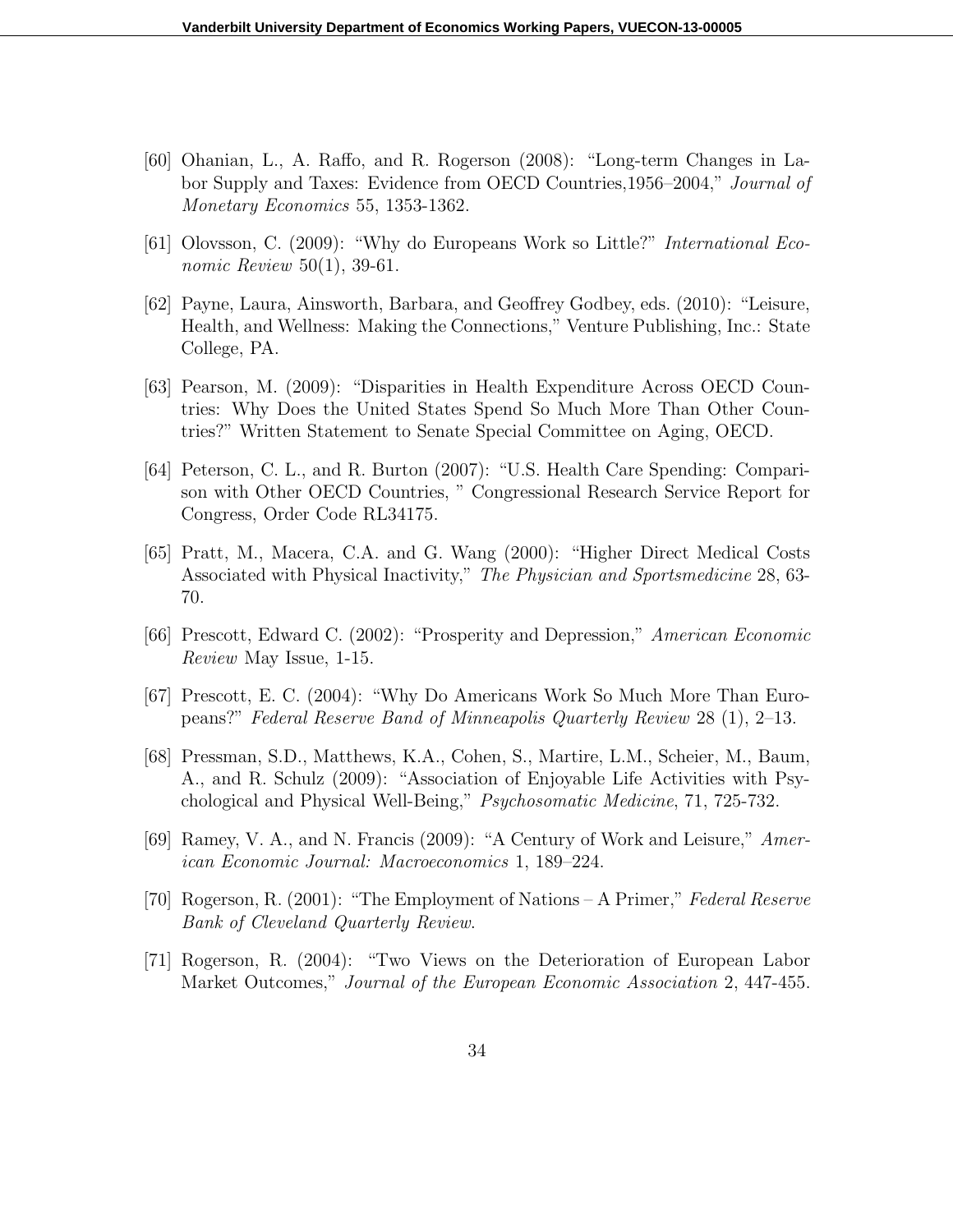[60] Ohanian, L., A. Raffo, and R. Rogerson (2008): "Long-term Changes in Labor Supply and Taxes: Evidence from OECD Countries,1956–2004," *Journal of Monetary Economics* 55, 1353-1362.

[61] Olovsson, C. (2009): "Why do Europeans Work so Little?" *International Economic Review* 50(1), 39-61.

[62] Payne, Laura, Ainsworth, Barbara, and Geoffrey Godbey, eds. (2010): "Leisure, Health, and Wellness: Making the Connections," Venture Publishing, Inc.: State College, PA.

[63] Pearson, M. (2009): "Disparities in Health Expenditure Across OECD Countries: Why Does the United States Spend So Much More Than Other Countries?" Written Statement to Senate Special Committee on Aging, OECD.

[64] Peterson, C. L., and R. Burton (2007): "U.S. Health Care Spending: Comparison with Other OECD Countries, " Congressional Research Service Report for Congress, Order Code RL34175.

[65] Pratt, M., Macera, C.A. and G. Wang (2000): "Higher Direct Medical Costs Associated with Physical Inactivity," *The Physician and Sportsmedicine* 28, 63-70.

[66] Prescott, Edward C. (2002): "Prosperity and Depression," *American Economic Review* May Issue, 1-15.

[67] Prescott, E. C. (2004): "Why Do Americans Work So Much More Than Europeans?" *Federal Reserve Band of Minneapolis Quarterly Review* 28 (1), 2–13.

[68] Pressman, S.D., Matthews, K.A., Cohen, S., Martire, L.M., Scheier, M., Baum, A., and R. Schulz (2009): "Association of Enjoyable Life Activities with Psychological and Physical Well-Being," *Psychosomatic Medicine*, 71, 725-732.

[69] Ramey, V. A., and N. Francis (2009): "A Century of Work and Leisure," *American Economic Journal: Macroeconomics* 1, 189–224.

[70] Rogerson, R. (2001): "The Employment of Nations – A Primer," *Federal Reserve Bank of Cleveland Quarterly Review*.

[71] Rogerson, R. (2004): "Two Views on the Deterioration of European Labor Market Outcomes," *Journal of the European Economic Association* 2, 447-455.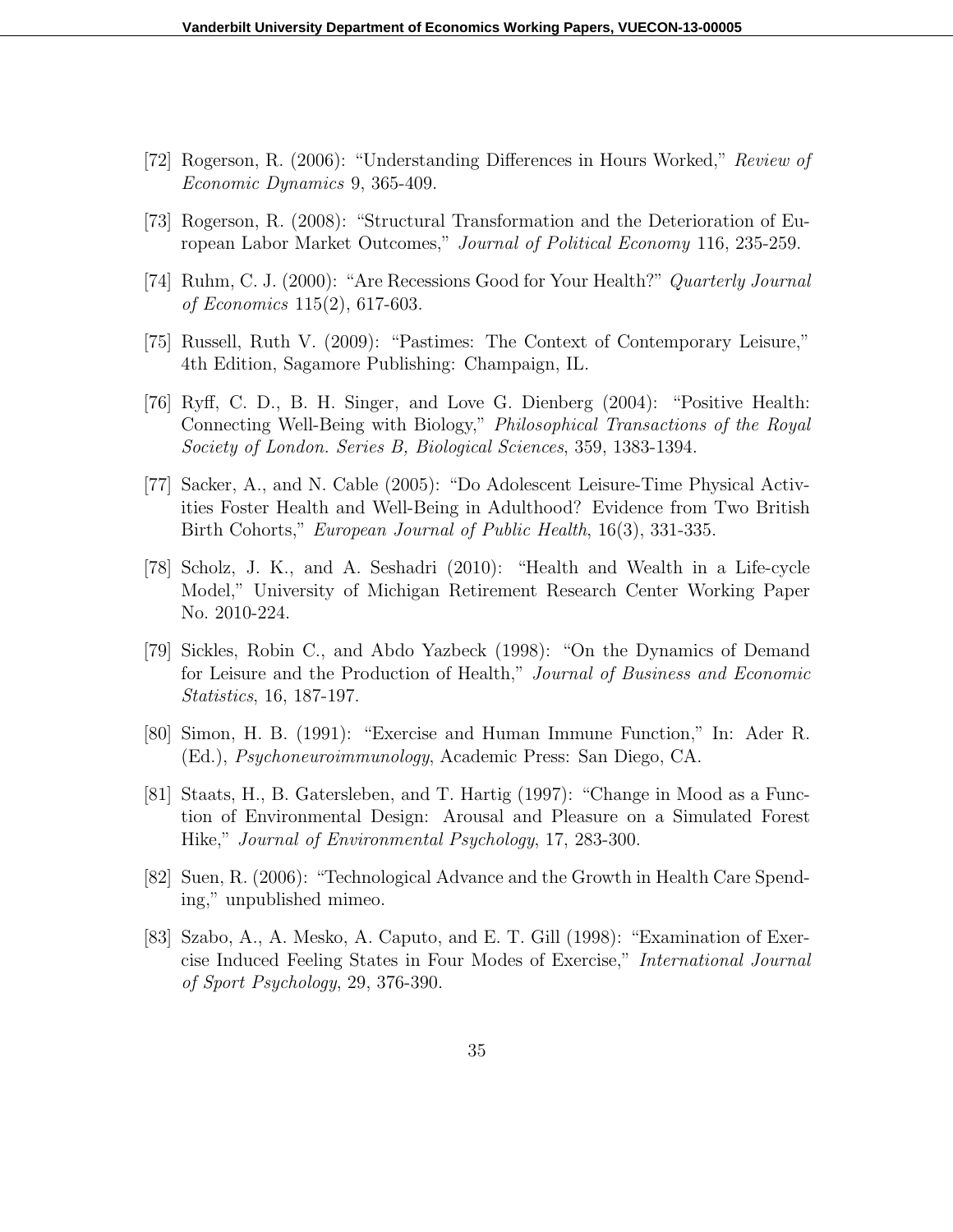[72] Rogerson, R. (2006): "Understanding Differences in Hours Worked," *Review of Economic Dynamics* 9, 365-409.

[73] Rogerson, R. (2008): "Structural Transformation and the Deterioration of European Labor Market Outcomes," *Journal of Political Economy* 116, 235-259.

[74] Ruhm, C. J. (2000): "Are Recessions Good for Your Health?" *Quarterly Journal of Economics* 115(2), 617-603.

[75] Russell, Ruth V. (2009): "Pastimes: The Context of Contemporary Leisure," 4th Edition, Sagamore Publishing: Champaign, IL.

[76] Ryff, C. D., B. H. Singer, and Love G. Dienberg (2004): "Positive Health: Connecting Well-Being with Biology," *Philosophical Transactions of the Royal Society of London. Series B, Biological Sciences*, 359, 1383-1394.

[77] Sacker, A., and N. Cable (2005): "Do Adolescent Leisure-Time Physical Activities Foster Health and Well-Being in Adulthood? Evidence from Two British Birth Cohorts," *European Journal of Public Health*, 16(3), 331-335.

[78] Scholz, J. K., and A. Seshadri (2010): "Health and Wealth in a Life-cycle Model," University of Michigan Retirement Research Center Working Paper No. 2010-224.

[79] Sickles, Robin C., and Abdo Yazbeck (1998): "On the Dynamics of Demand for Leisure and the Production of Health," *Journal of Business and Economic Statistics*, 16, 187-197.

[80] Simon, H. B. (1991): "Exercise and Human Immune Function," In: Ader R. (Ed.), *Psychoneuroimmunology*, Academic Press: San Diego, CA.

[81] Staats, H., B. Gatersleben, and T. Hartig (1997): "Change in Mood as a Function of Environmental Design: Arousal and Pleasure on a Simulated Forest Hike," *Journal of Environmental Psychology*, 17, 283-300.

[82] Suen, R. (2006): "Technological Advance and the Growth in Health Care Spending," unpublished mimeo.

[83] Szabo, A., A. Mesko, A. Caputo, and E. T. Gill (1998): "Examination of Exercise Induced Feeling States in Four Modes of Exercise," *International Journal of Sport Psychology*, 29, 376-390.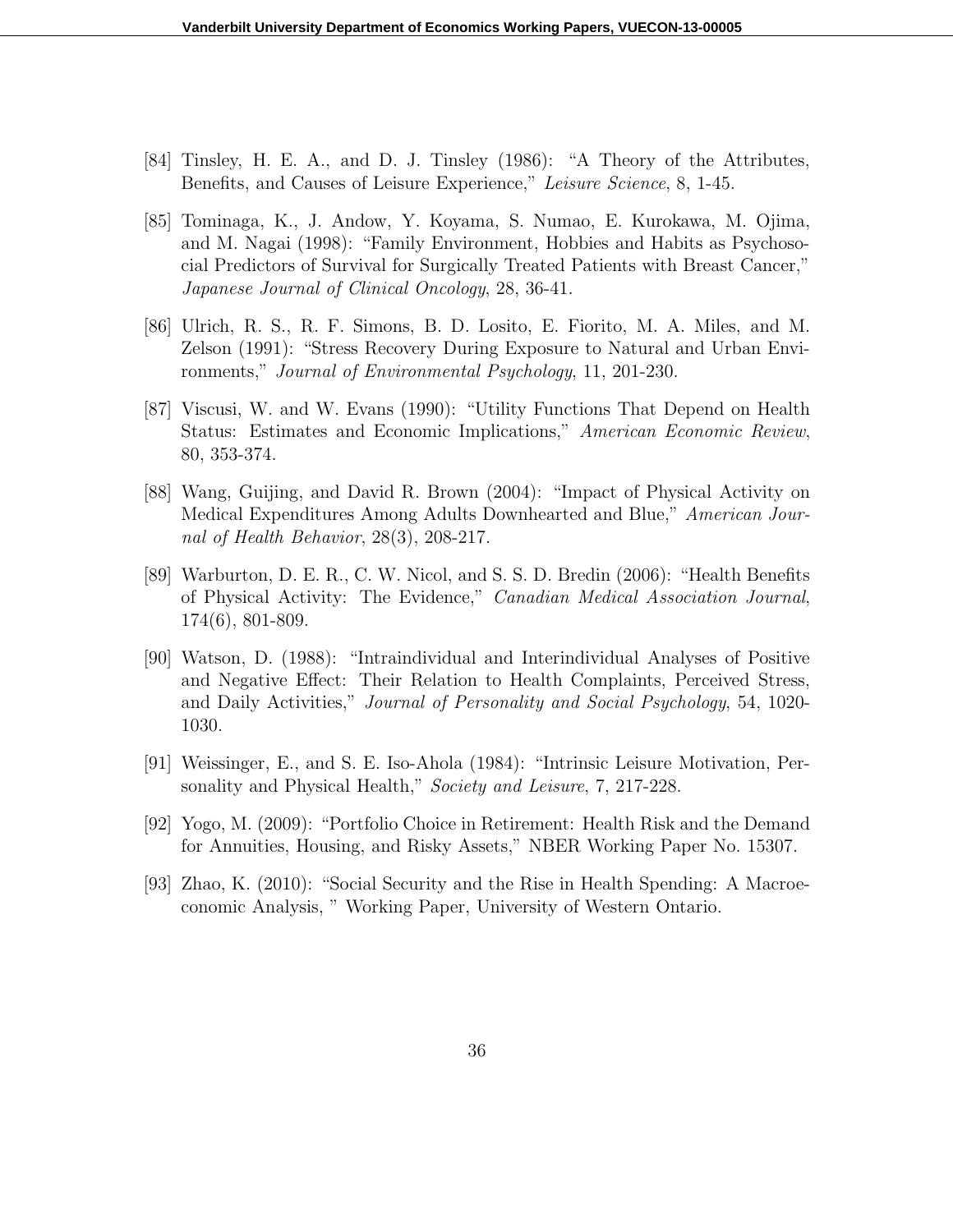[84] Tinsley, H. E. A., and D. J. Tinsley (1986): "A Theory of the Attributes, Benefits, and Causes of Leisure Experience," *Leisure Science*, 8, 1-45.

[85] Tominaga, K., J. Andow, Y. Koyama, S. Numao, E. Kurokawa, M. Ojima, and M. Nagai (1998): "Family Environment, Hobbies and Habits as Psychosocial Predictors of Survival for Surgically Treated Patients with Breast Cancer," *Japanese Journal of Clinical Oncology*, 28, 36-41.

[86] Ulrich, R. S., R. F. Simons, B. D. Losito, E. Fiorito, M. A. Miles, and M. Zelson (1991): "Stress Recovery During Exposure to Natural and Urban Environments," *Journal of Environmental Psychology*, 11, 201-230.

[87] Viscusi, W. and W. Evans (1990): "Utility Functions That Depend on Health Status: Estimates and Economic Implications," *American Economic Review*, 80, 353-374.

[88] Wang, Guijing, and David R. Brown (2004): "Impact of Physical Activity on Medical Expenditures Among Adults Downhearted and Blue," *American Journal of Health Behavior*, 28(3), 208-217.

[89] Warburton, D. E. R., C. W. Nicol, and S. S. D. Bredin (2006): "Health Benefits of Physical Activity: The Evidence," *Canadian Medical Association Journal*, 174(6), 801-809.

[90] Watson, D. (1988): "Intraindividual and Interindividual Analyses of Positive and Negative Effect: Their Relation to Health Complaints, Perceived Stress, and Daily Activities," *Journal of Personality and Social Psychology*, 54, 1020-1030.

[91] Weissinger, E., and S. E. Iso-Ahola (1984): "Intrinsic Leisure Motivation, Personality and Physical Health," *Society and Leisure*, 7, 217-228.

[92] Yogo, M. (2009): "Portfolio Choice in Retirement: Health Risk and the Demand for Annuities, Housing, and Risky Assets," NBER Working Paper No. 15307.

[93] Zhao, K. (2010): "Social Security and the Rise in Health Spending: A Macroeconomic Analysis, " Working Paper, University of Western Ontario.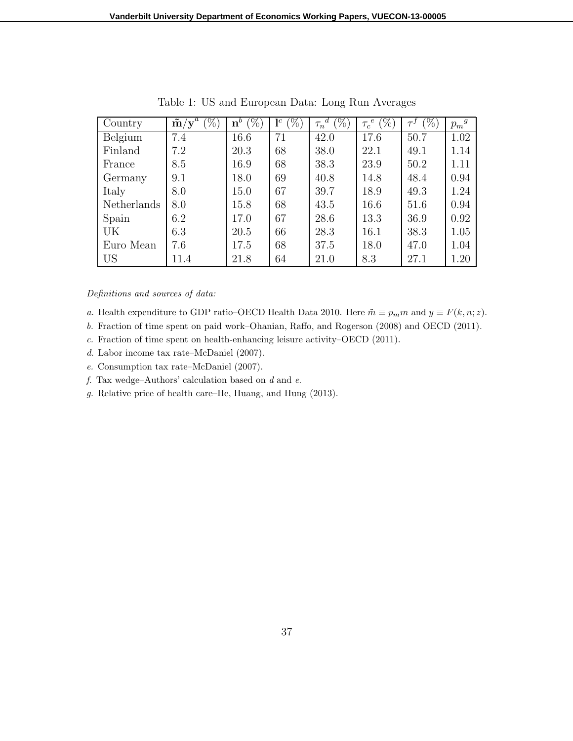Table 1: US and European Data: Long Run Averages

| Country | $\tilde{\mathbf{m}}/\mathbf{y}^a$ (%) | $\mathbf{n}^b$ (%) | $\mathbf{l}^c$ (%) | ${\tau_n}^d$ (%) | ${\tau_c}^e$ (%) | $\tau^f$ (%) | ${p_m}^g$ |
|---|---|---|---|---|---|---|---|
| Belgium | 7.4 | 16.6 | 71 | 42.0 | 17.6 | 50.7 | 1.02 |
| Finland | 7.2 | 20.3 | 68 | 38.0 | 22.1 | 49.1 | 1.14 |
| France | 8.5 | 16.9 | 68 | 38.3 | 23.9 | 50.2 | 1.11 |
| Germany | 9.1 | 18.0 | 69 | 40.8 | 14.8 | 48.4 | 0.94 |
| Italy | 8.0 | 15.0 | 67 | 39.7 | 18.9 | 49.3 | 1.24 |
| Netherlands | 8.0 | 15.8 | 68 | 43.5 | 16.6 | 51.6 | 0.94 |
| Spain | 6.2 | 17.0 | 67 | 28.6 | 13.3 | 36.9 | 0.92 |
| UK | 6.3 | 20.5 | 66 | 28.3 | 16.1 | 38.3 | 1.05 |
| Euro Mean | 7.6 | 17.5 | 68 | 37.5 | 18.0 | 47.0 | 1.04 |
| US | 11.4 | 21.8 | 64 | 21.0 | 8.3 | 27.1 | 1.20 |

*Definitions and sources of data:*

*a.* Health expenditure to GDP ratio–OECD Health Data 2010. Here $\tilde{m} \equiv p_m m$ and $y \equiv F(k, n; z)$.

*b.* Fraction of time spent on paid work–Ohanian, Raffo, and Rogerson (2008) and OECD (2011).

*c.* Fraction of time spent on health-enhancing leisure activity–OECD (2011).

*d.* Labor income tax rate–McDaniel (2007).

*e.* Consumption tax rate–McDaniel (2007).

*f.* Tax wedge–Authors' calculation based on *d* and *e*.

*g.* Relative price of health care–He, Huang, and Hung (2013).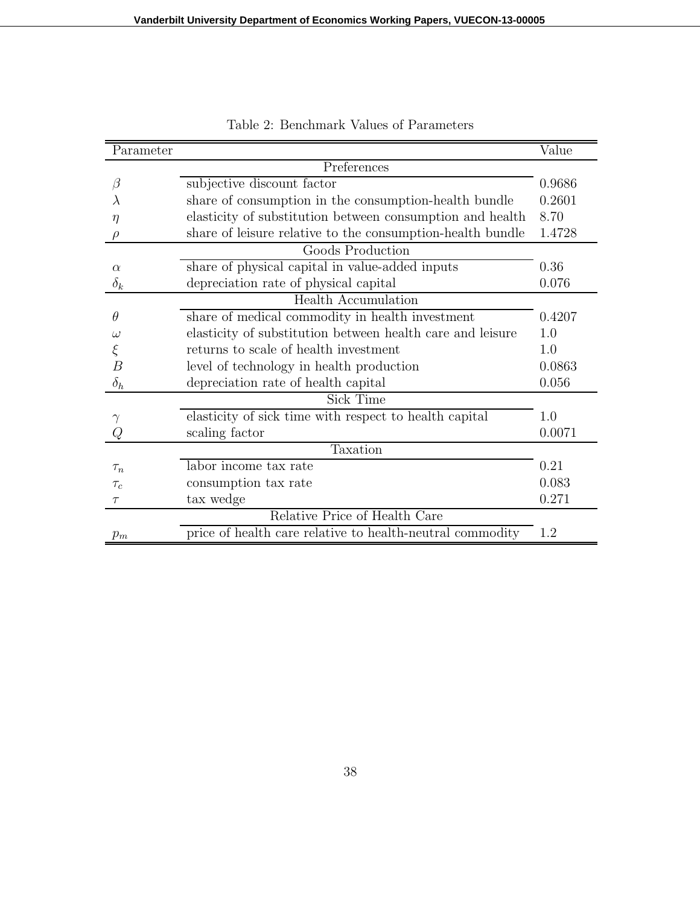Table 2: Benchmark Values of Parameters

| Parameter | | Value |
|---|---|---|
| | Preferences | |
| $\beta$ | subjective discount factor | 0.9686 |
| $\lambda$ | share of consumption in the consumption-health bundle | 0.2601 |
| $\eta$ | elasticity of substitution between consumption and health | 8.70 |
| $\rho$ | share of leisure relative to the consumption-health bundle | 1.4728 |
| | Goods Production | |
| $\alpha$ | share of physical capital in value-added inputs | 0.36 |
| $\delta_k$ | depreciation rate of physical capital | 0.076 |
| | Health Accumulation | |
| $\theta$ | share of medical commodity in health investment | 0.4207 |
| $\omega$ | elasticity of substitution between health care and leisure | 1.0 |
| $\xi$ | returns to scale of health investment | 1.0 |
| $B$ | level of technology in health production | 0.0863 |
| $\delta_h$ | depreciation rate of health capital | 0.056 |
| | Sick Time | |
| $\gamma$ | elasticity of sick time with respect to health capital | 1.0 |
| $Q$ | scaling factor | 0.0071 |
| | Taxation | |
| $\tau_n$ | labor income tax rate | 0.21 |
| $\tau_c$ | consumption tax rate | 0.083 |
| $\tau$ | tax wedge | 0.271 |
| | Relative Price of Health Care | |
| $p_m$ | price of health care relative to health-neutral commodity | 1.2 |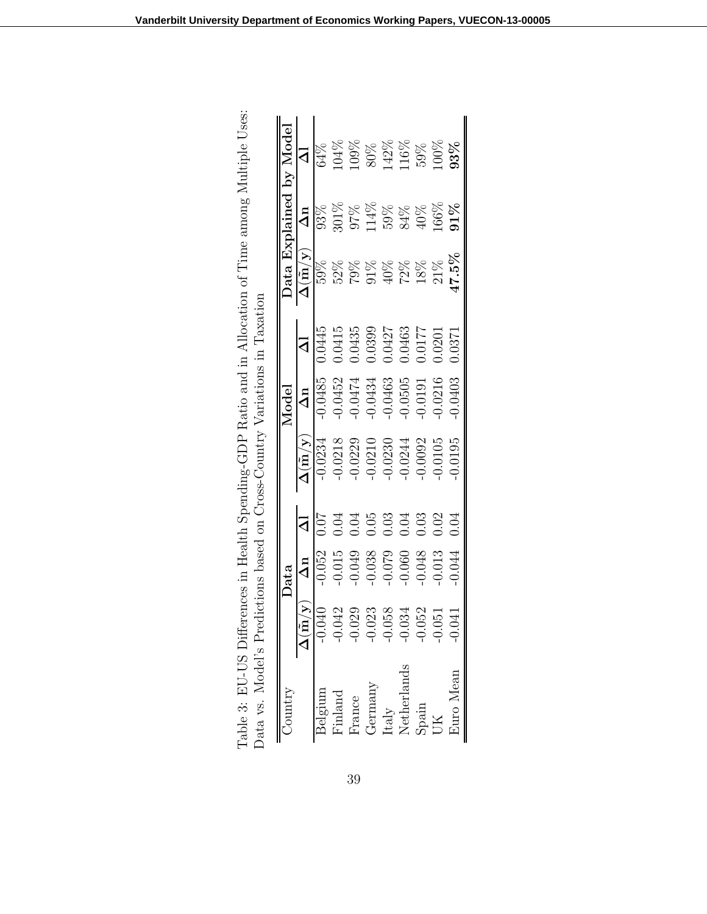Table 3: EU-US Differences in Health Spending-GDP Ratio and in Allocation of Time among Multiple Uses: Data vs. Model's Predictions based on Cross-Country Variations in Taxation

| Country | Data | | | Model | | | Data Explained by Model | | |
|---|---|---|---|---|---|---|---|---|---|
| | $\Delta(\tilde{\mathbf{m}}/\mathbf{y})$ | $\Delta\mathbf{n}$ | $\Delta\mathbf{l}$ | $\Delta(\tilde{\mathbf{m}}/\mathbf{y})$ | $\Delta\mathbf{n}$ | $\Delta\mathbf{l}$ | $\Delta(\tilde{\mathbf{m}}/\mathbf{y})$ | $\Delta\mathbf{n}$ | $\Delta\mathbf{l}$ |
| Belgium | -0.040 | -0.052 | 0.07 | -0.0234 | -0.0485 | 0.0445 | 59% | 93% | 64% |
| Finland | -0.042 | -0.015 | 0.04 | -0.0218 | -0.0452 | 0.0415 | 52% | 301% | 104% |
| France | -0.029 | -0.049 | 0.04 | -0.0229 | -0.0474 | 0.0435 | 79% | 97% | 109% |
| Germany | -0.023 | -0.038 | 0.05 | -0.0210 | -0.0434 | 0.0399 | 91% | 114% | 80% |
| Italy | -0.058 | -0.079 | 0.03 | -0.0230 | -0.0463 | 0.0427 | 40% | 59% | 142% |
| Netherlands | -0.034 | -0.060 | 0.04 | -0.0244 | -0.0505 | 0.0463 | 72% | 84% | 116% |
| Spain | -0.052 | -0.048 | 0.03 | -0.0092 | -0.0191 | 0.0177 | 18% | 40% | 59% |
| UK | -0.051 | -0.013 | 0.02 | -0.0105 | -0.0216 | 0.0201 | 21% | 166% | 100% |
| Euro Mean | -0.041 | -0.044 | 0.04 | -0.0195 | -0.0403 | 0.0371 | **47.5%** | **91%** | **93%** |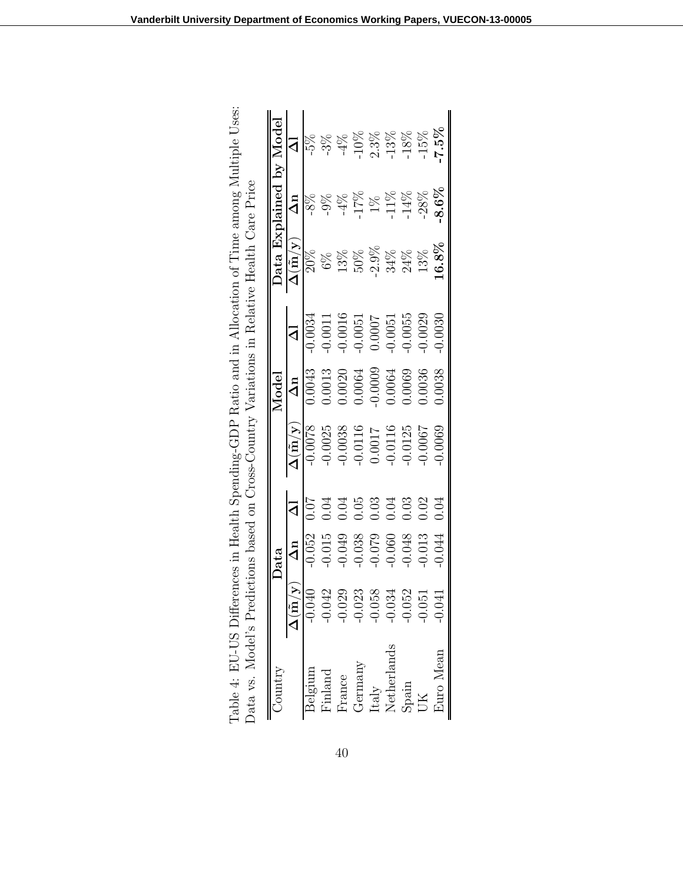Table 4: EU-US Differences in Health Spending-GDP Ratio and in Allocation of Time among Multiple Uses: Data vs. Model's Predictions based on Cross-Country Variations in Relative Health Care Price

| Country | Data | | | Model | | | Data Explained by Model | | |
|---|---|---|---|---|---|---|---|---|---|
| | $\Delta(\tilde{\mathbf{m}}/\mathbf{y})$ | $\mathbf{\Delta n}$ | $\mathbf{\Delta l}$ | $\Delta(\tilde{\mathbf{m}}/\mathbf{y})$ | $\mathbf{\Delta n}$ | $\mathbf{\Delta l}$ | $\Delta(\tilde{\mathbf{m}}/\mathbf{y})$ | $\mathbf{\Delta n}$ | $\mathbf{\Delta l}$ |
| Belgium | -0.040 | -0.052 | 0.07 | -0.0078 | 0.0043 | -0.0034 | 20% | -8% | -5% |
| Finland | -0.042 | -0.015 | 0.04 | -0.0025 | 0.0013 | -0.0011 | 6% | -9% | -3% |
| France | -0.029 | -0.049 | 0.04 | -0.0038 | 0.0020 | -0.0016 | 13% | -4% | -4% |
| Germany | -0.023 | -0.038 | 0.05 | -0.0116 | 0.0064 | -0.0051 | 50% | -17% | -10% |
| Italy | -0.058 | -0.079 | 0.03 | 0.0017 | -0.0009 | 0.0007 | -2.9% | 1% | 2.3% |
| Netherlands | -0.034 | -0.060 | 0.04 | -0.0116 | 0.0064 | -0.0051 | 34% | -11% | -13% |
| Spain | -0.052 | -0.048 | 0.03 | -0.0125 | 0.0069 | -0.0055 | 24% | -14% | -18% |
| UK | -0.051 | -0.013 | 0.02 | -0.0067 | 0.0036 | -0.0029 | 13% | -28% | -15% |
| Euro Mean | -0.041 | -0.044 | 0.04 | -0.0069 | 0.0038 | -0.0030 | **16.8%** | **-8.6%** | **-7.5%** |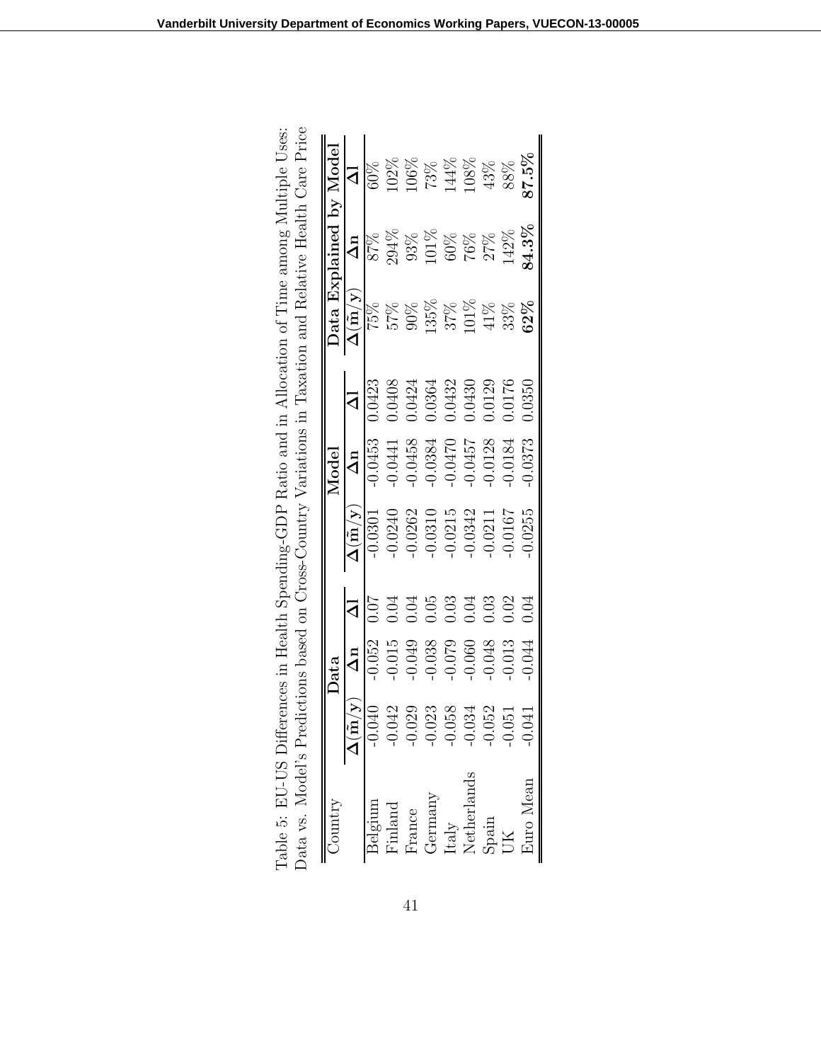Table 5: EU-US Differences in Health Spending-GDP Ratio and in Allocation of Time among Multiple Uses: Data vs. Model's Predictions based on Cross-Country Variations in Taxation and Relative Health Care Price

| Country | Data | | | Model | | | Data Explained by Model | | |
|---|---|---|---|---|---|---|---|---|---|
| | $\Delta(\tilde{\mathbf{m}}/\mathbf{y})$ | $\Delta\mathbf{n}$ | $\Delta\mathbf{l}$ | $\Delta(\tilde{\mathbf{m}}/\mathbf{y})$ | $\Delta\mathbf{n}$ | $\Delta\mathbf{l}$ | $\Delta(\tilde{\mathbf{m}}/\mathbf{y})$ | $\Delta\mathbf{n}$ | $\Delta\mathbf{l}$ |
| Belgium | -0.040 | -0.052 | 0.07 | -0.0301 | -0.0453 | 0.0423 | 75% | 87% | 60% |
| Finland | -0.042 | -0.015 | 0.04 | -0.0240 | -0.0441 | 0.0408 | 57% | 294% | 102% |
| France | -0.029 | -0.049 | 0.04 | -0.0262 | -0.0458 | 0.0424 | 90% | 93% | 106% |
| Germany | -0.023 | -0.038 | 0.05 | -0.0310 | -0.0384 | 0.0364 | 135% | 101% | 73% |
| Italy | -0.058 | -0.079 | 0.03 | -0.0215 | -0.0470 | 0.0432 | 37% | 60% | 144% |
| Netherlands | -0.034 | -0.060 | 0.04 | -0.0342 | -0.0457 | 0.0430 | 101% | 76% | 108% |
| Spain | -0.052 | -0.048 | 0.03 | -0.0211 | -0.0128 | 0.0129 | 41% | 27% | 43% |
| UK | -0.051 | -0.013 | 0.02 | -0.0167 | -0.0184 | 0.0176 | 33% | 142% | 88% |
| Euro Mean | -0.041 | -0.044 | 0.04 | -0.0255 | -0.0373 | 0.0350 | **62%** | **84.3%** | **87.5%** |